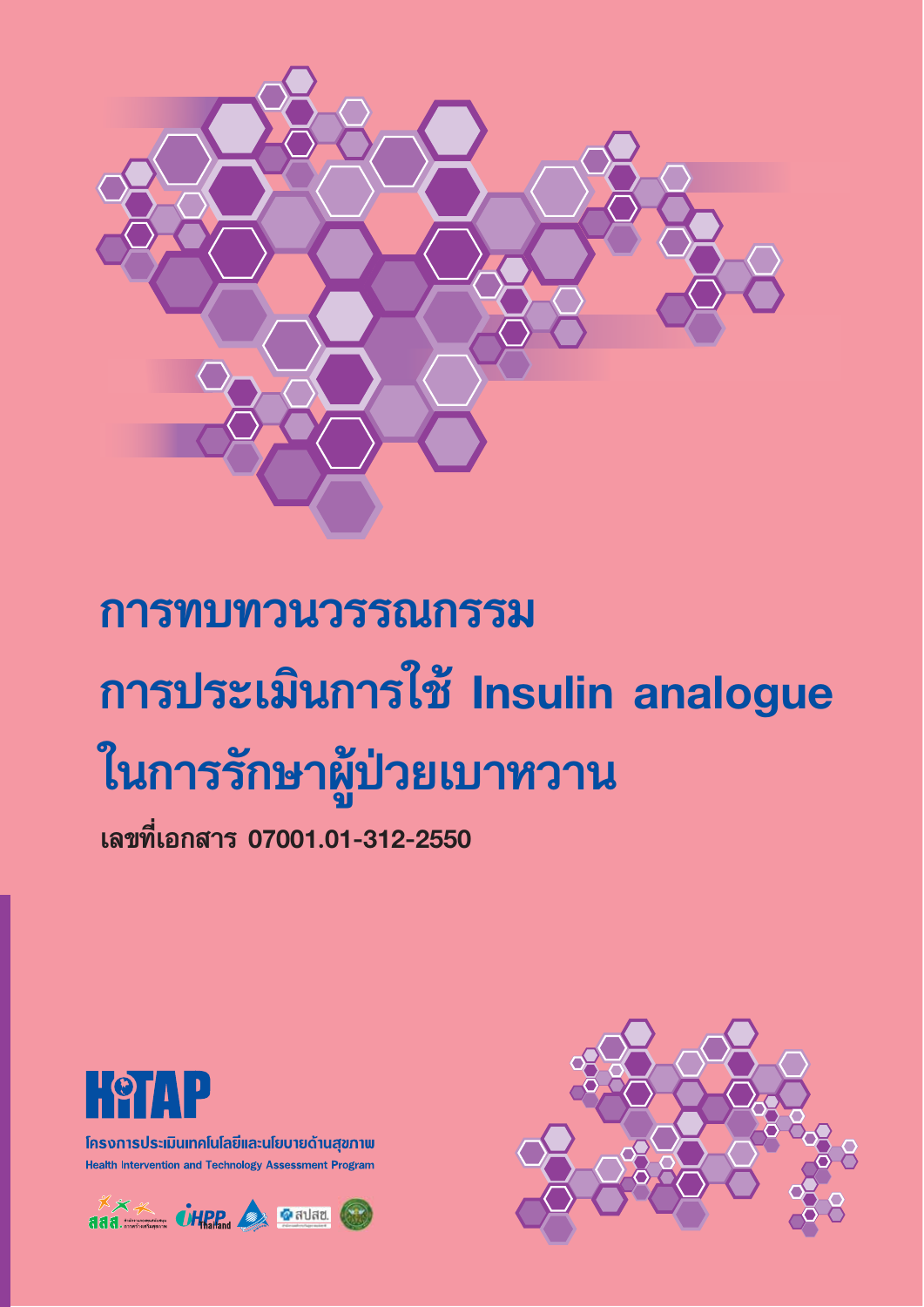# การทบทวนวรรณกรรม การประเมินการใช้ Insulin analogue ในการรักษาผู้ป่วยเบาหวาน

**เลขที่เอกสาร 07001.01-312-2550**

HITAP

โครงการประเมินเทคโนโลยีและนโยบายด้านสุขภาพ

Health Intervention and Technology Assessment Program

สสส. IHPP Thailand สปสช.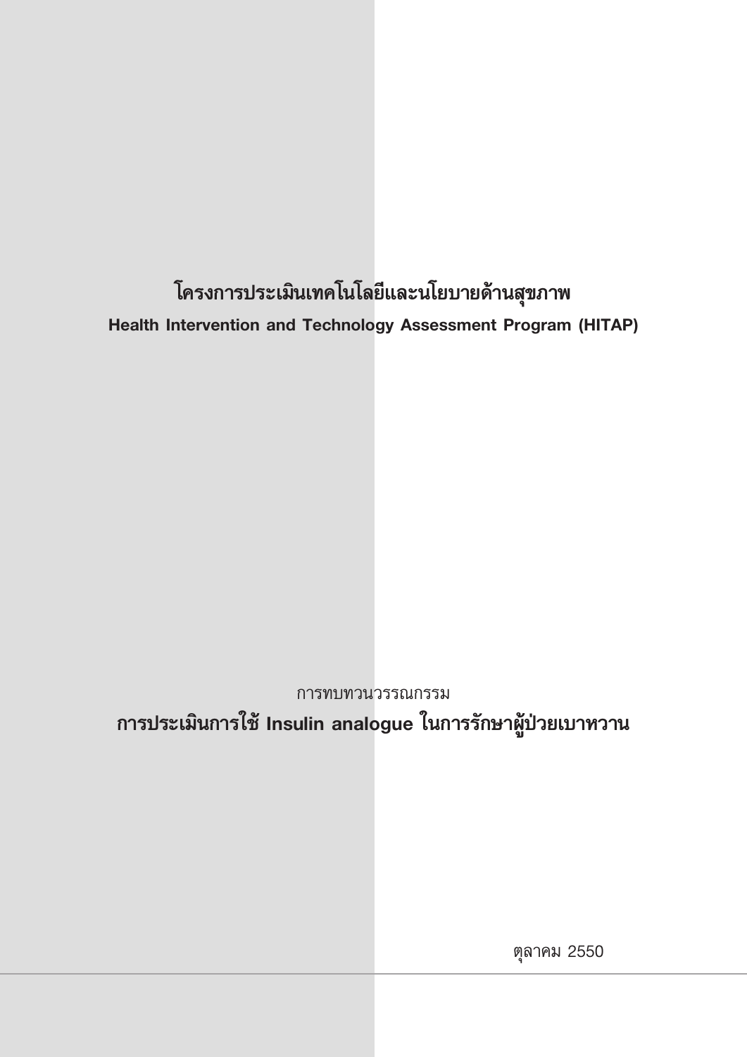# โครงการประเมินเทคโนโลยีและนโยบายด้านสุขภาพ

**Health Intervention and Technology Assessment Program (HITAP)**

การทบทวนวรรณกรรม

## การประเมินการใช้ Insulin analogue ในการรักษาผู้ป่วยเบาหวาน

ตุลาคม 2550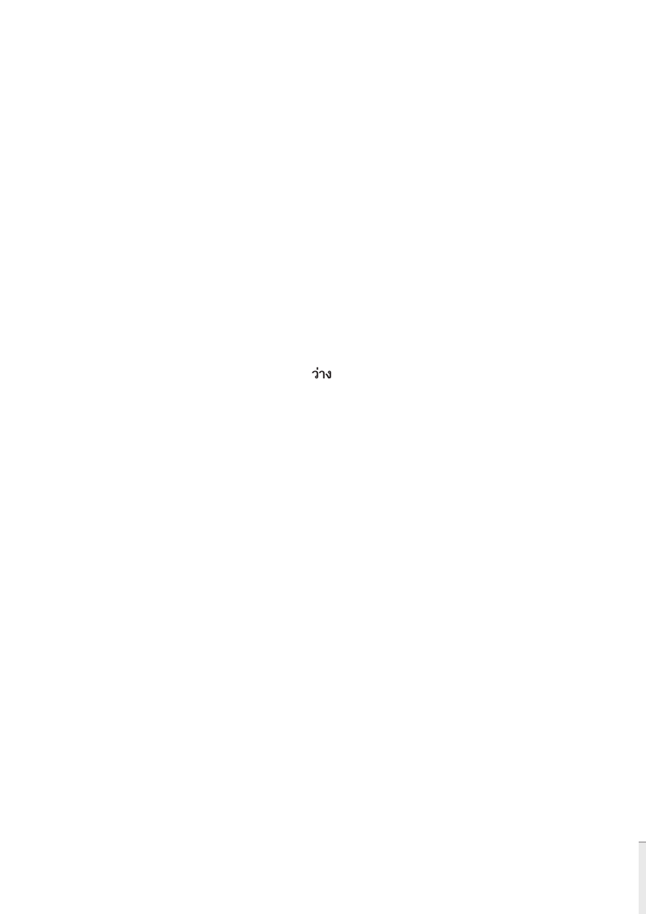ว่าง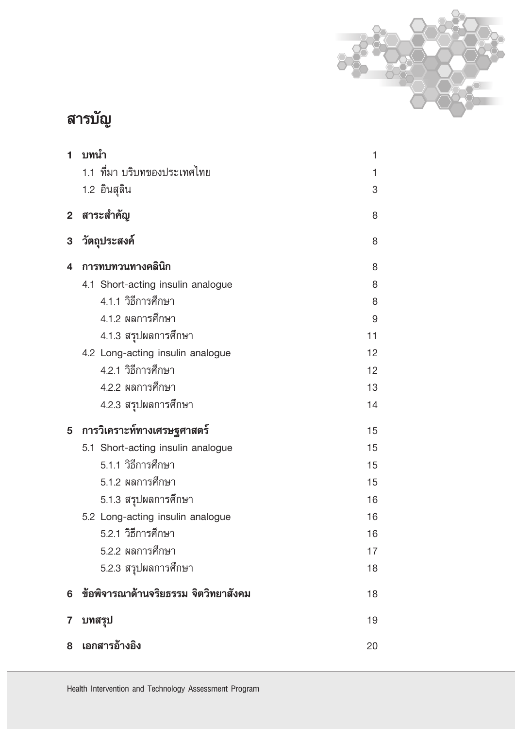# สารบัญ

| | | |
|---|---|---|
| **1** | **บทนำ** | 1 |
| | 1.1 ที่มา บริบทของประเทศไทย | 1 |
| | 1.2 อินสุลิน | 3 |
| **2** | **สาระสำคัญ** | 8 |
| **3** | **วัตถุประสงค์** | 8 |
| **4** | **การทบทวนทางคลินิก** | 8 |
| | 4.1 Short-acting insulin analogue | 8 |
| | 4.1.1 วิธีการศึกษา | 8 |
| | 4.1.2 ผลการศึกษา | 9 |
| | 4.1.3 สรุปผลการศึกษา | 11 |
| | 4.2 Long-acting insulin analogue | 12 |
| | 4.2.1 วิธีการศึกษา | 12 |
| | 4.2.2 ผลการศึกษา | 13 |
| | 4.2.3 สรุปผลการศึกษา | 14 |
| **5** | **การวิเคราะห์ทางเศรษฐศาสตร์** | 15 |
| | 5.1 Short-acting insulin analogue | 15 |
| | 5.1.1 วิธีการศึกษา | 15 |
| | 5.1.2 ผลการศึกษา | 15 |
| | 5.1.3 สรุปผลการศึกษา | 16 |
| | 5.2 Long-acting insulin analogue | 16 |
| | 5.2.1 วิธีการศึกษา | 16 |
| | 5.2.2 ผลการศึกษา | 17 |
| | 5.2.3 สรุปผลการศึกษา | 18 |
| **6** | **ข้อพิจารณาด้านจริยธรรม จิตวิทยาสังคม** | 18 |
| **7** | **บทสรุป** | 19 |
| **8** | **เอกสารอ้างอิง** | 20 |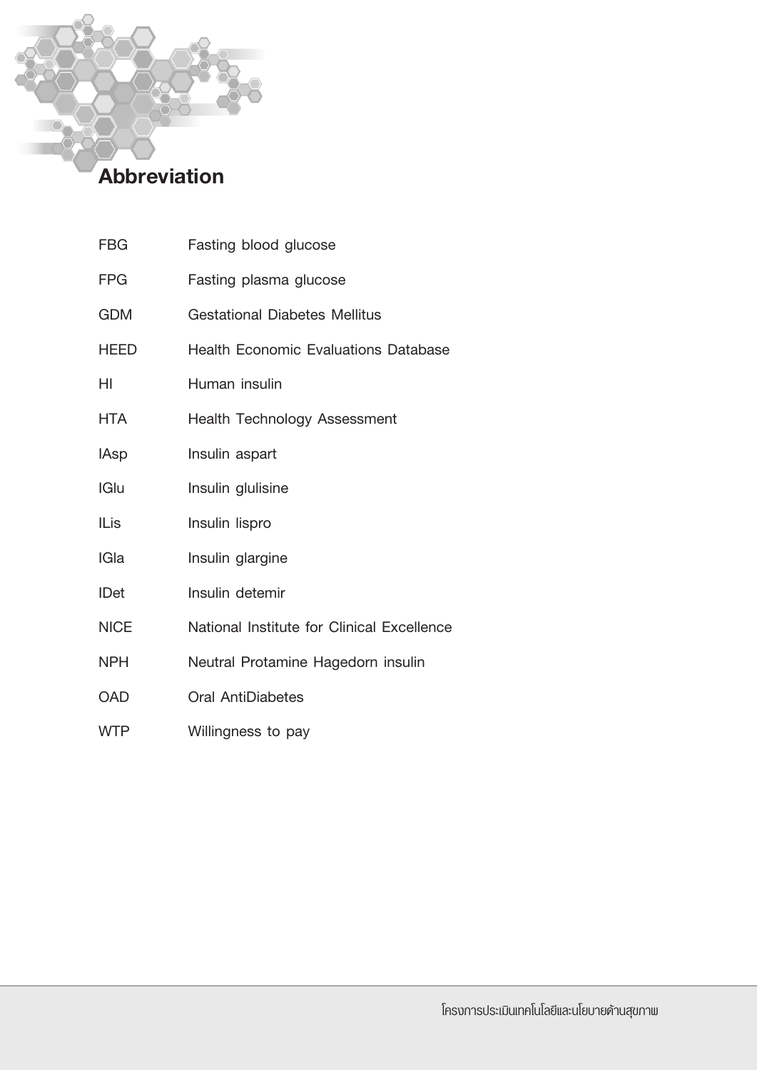# Abbreviation

| | |
|---|---|
| FBG | Fasting blood glucose |
| FPG | Fasting plasma glucose |
| GDM | Gestational Diabetes Mellitus |
| HEED | Health Economic Evaluations Database |
| HI | Human insulin |
| HTA | Health Technology Assessment |
| IAsp | Insulin aspart |
| IGlu | Insulin glulisine |
| ILis | Insulin lispro |
| IGla | Insulin glargine |
| IDet | Insulin detemir |
| NICE | National Institute for Clinical Excellence |
| NPH | Neutral Protamine Hagedorn insulin |
| OAD | Oral AntiDiabetes |
| WTP | Willingness to pay |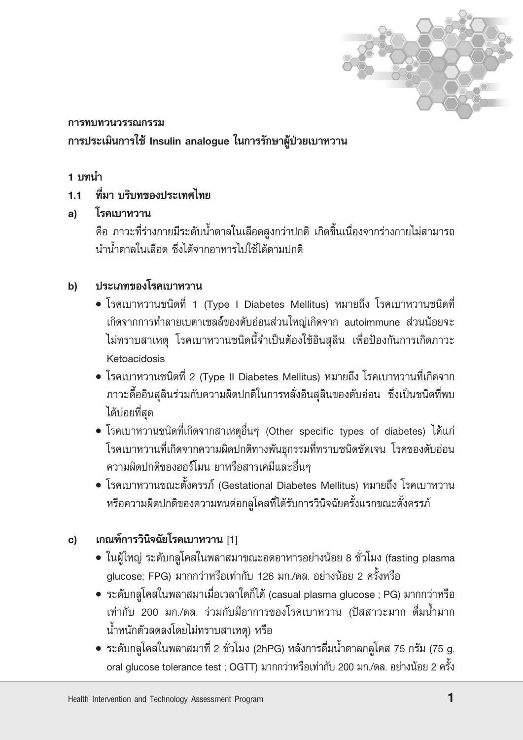**การทบทวนวรรณกรรม**

## การประเมินการใช้ Insulin analogue ในการรักษาผู้ป่วยเบาหวาน

### 1 บทนำ

### 1.1 ที่มา บริบทของประเทศไทย

#### a) โรคเบาหวาน

คือ ภาวะที่ร่างกายมีระดับน้ำตาลในเลือดสูงกว่าปกติ เกิดขึ้นเนื่องจากร่างกายไม่สามารถนำน้ำตาลในเลือด ซึ่งได้จากอาหารไปใช้ได้ตามปกติ

#### b) ประเภทของโรคเบาหวาน

- โรคเบาหวานชนิดที่ 1 (Type I Diabetes Mellitus) หมายถึง โรคเบาหวานชนิดที่เกิดจากการทำลายเบตาเซลล์ของตับอ่อนส่วนใหญ่เกิดจาก autoimmune ส่วนน้อยจะไม่ทราบสาเหตุ โรคเบาหวานชนิดนี้จำเป็นต้องใช้อินสุลิน เพื่อป้องกันการเกิดภาวะ Ketoacidosis
- โรคเบาหวานชนิดที่ 2 (Type II Diabetes Mellitus) หมายถึง โรคเบาหวานที่เกิดจากภาวะดื้ออินสุลินร่วมกับความผิดปกติในการหลั่งอินสุลินของตับอ่อน ซึ่งเป็นชนิดที่พบได้บ่อยที่สุด
- โรคเบาหวานชนิดที่เกิดจากสาเหตุอื่นๆ (Other specific types of diabetes) ได้แก่ โรคเบาหวานที่เกิดจากความผิดปกติทางพันธุกรรมที่ทราบชนิดชัดเจน โรคของตับอ่อน ความผิดปกติของฮอร์โมน ยาหรือสารเคมีและอื่นๆ
- โรคเบาหวานขณะตั้งครรภ์ (Gestational Diabetes Mellitus) หมายถึง โรคเบาหวานหรือความผิดปกติของความทนต่อกลูโคสที่ได้รับการวินิจฉัยครั้งแรกขณะตั้งครรภ์

#### c) เกณฑ์การวินิจฉัยโรคเบาหวาน [1]

- ในผู้ใหญ่ ระดับกลูโคสในพลาสมาขณะอดอาหารอย่างน้อย 8 ชั่วโมง (fasting plasma glucose; FPG) มากกว่าหรือเท่ากับ 126 มก./ดล. อย่างน้อย 2 ครั้งหรือ
- ระดับกลูโคสในพลาสมาเมื่อเวลาใดก็ได้ (casual plasma glucose ; PG) มากกว่าหรือเท่ากับ 200 มก./ดล. ร่วมกับมีอาการของโรคเบาหวาน (ปัสสาวะมาก ดื่มน้ำมาก น้ำหนักตัวลดลงโดยไม่ทราบสาเหตุ) หรือ
- ระดับกลูโคสในพลาสมาที่ 2 ชั่วโมง (2hPG) หลังการดื่มน้ำตาลกลูโคส 75 กรัม (75 g. oral glucose tolerance test ; OGTT) มากกว่าหรือเท่ากับ 200 มก./ดล. อย่างน้อย 2 ครั้ง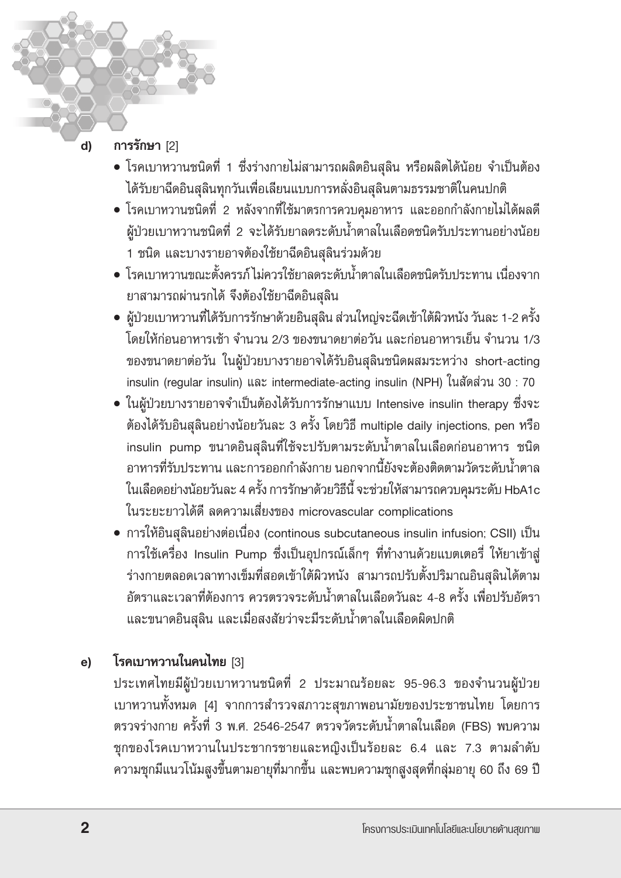### d) การรักษา [2]

- โรคเบาหวานชนิดที่ 1 ซึ่งร่างกายไม่สามารถผลิตอินสุลิน หรือผลิตได้น้อย จำเป็นต้องได้รับยาฉีดอินสุลินทุกวันเพื่อเลียนแบบการหลั่งอินสุลินตามธรรมชาติในคนปกติ
- โรคเบาหวานชนิดที่ 2 หลังจากที่ใช้มาตรการควบคุมอาหาร และออกกำลังกายไม่ได้ผลดี ผู้ป่วยเบาหวานชนิดที่ 2 จะได้รับยาลดระดับน้ำตาลในเลือดชนิดรับประทานอย่างน้อย 1 ชนิด และบางรายอาจต้องใช้ยาฉีดอินสุลินร่วมด้วย
- โรคเบาหวานขณะตั้งครรภ์ ไม่ควรใช้ยาลดระดับน้ำตาลในเลือดชนิดรับประทาน เนื่องจากยาสามารถผ่านรกได้ จึงต้องใช้ยาฉีดอินสุลิน
- ผู้ป่วยเบาหวานที่ได้รับการรักษาด้วยอินสุลิน ส่วนใหญ่จะฉีดเข้าใต้ผิวหนัง วันละ 1-2 ครั้ง โดยให้ก่อนอาหารเช้า จำนวน 2/3 ของขนาดยาต่อวัน และก่อนอาหารเย็น จำนวน 1/3 ของขนาดยาต่อวัน ในผู้ป่วยบางรายอาจได้รับอินสุลินชนิดผสมระหว่าง short-acting insulin (regular insulin) และ intermediate-acting insulin (NPH) ในสัดส่วน 30 : 70
- ในผู้ป่วยบางรายอาจจำเป็นต้องได้รับการรักษาแบบ Intensive insulin therapy ซึ่งจะต้องได้รับอินสุลินอย่างน้อยวันละ 3 ครั้ง โดยวิธี multiple daily injections, pen หรือ insulin pump ขนาดอินสุลินที่ใช้จะปรับตามระดับน้ำตาลในเลือดก่อนอาหาร ชนิดอาหารที่รับประทาน และการออกกำลังกาย นอกจากนี้ยังจะต้องติดตามวัดระดับน้ำตาลในเลือดอย่างน้อยวันละ 4 ครั้ง การรักษาด้วยวิธีนี้ จะช่วยให้สามารถควบคุมระดับ HbA1c ในระยะยาวได้ดี ลดความเสี่ยงของ microvascular complications
- การให้อินสุลินอย่างต่อเนื่อง (continous subcutaneous insulin infusion; CSII) เป็นการใช้เครื่อง Insulin Pump ซึ่งเป็นอุปกรณ์เล็กๆ ที่ทำงานด้วยแบตเตอรี่ ให้ยาเข้าสู่ร่างกายตลอดเวลาทางเข็มที่สอดเข้าใต้ผิวหนัง สามารถปรับตั้งปริมาณอินสุลินได้ตามอัตราและเวลาที่ต้องการ ควรตรวจระดับน้ำตาลในเลือดวันละ 4-8 ครั้ง เพื่อปรับอัตราและขนาดอินสุลิน และเมื่อสงสัยว่าจะมีระดับน้ำตาลในเลือดผิดปกติ

### e) โรคเบาหวานในคนไทย [3]

ประเทศไทยมีผู้ป่วยเบาหวานชนิดที่ 2 ประมาณร้อยละ 95-96.3 ของจำนวนผู้ป่วยเบาหวานทั้งหมด [4] จากการสำรวจสภาวะสุขภาพอนามัยของประชาชนไทย โดยการตรวจร่างกาย ครั้งที่ 3 พ.ศ. 2546-2547 ตรวจวัดระดับน้ำตาลในเลือด (FBS) พบความชุกของโรคเบาหวานในประชากรชายและหญิงเป็นร้อยละ 6.4 และ 7.3 ตามลำดับ ความชุกมีแนวโน้มสูงขึ้นตามอายุที่มากขึ้น และพบความชุกสูงสุดที่กลุ่มอายุ 60 ถึง 69 ปี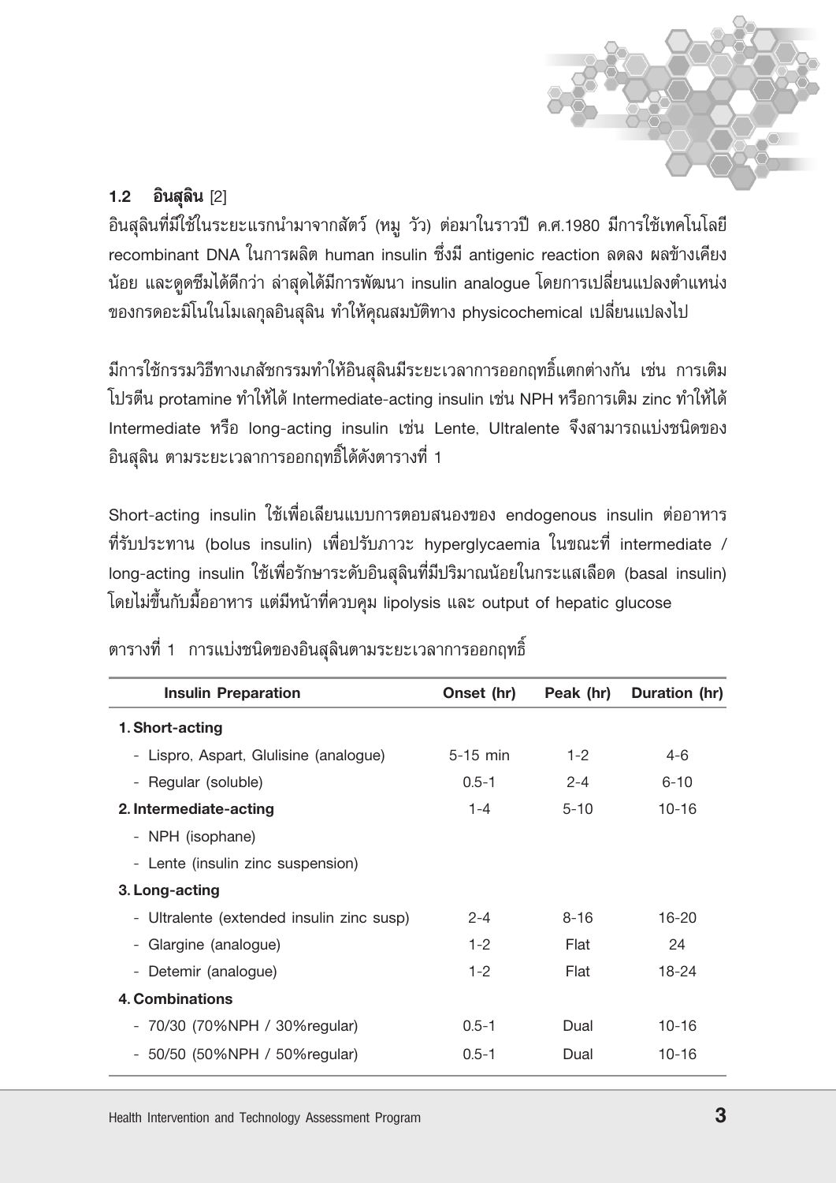### 1.2 อินสุลิน [2]

อินสุลินที่มีใช้ในระยะแรกนำมาจากสัตว์ (หมู วัว) ต่อมาในราวปี ค.ศ.1980 มีการใช้เทคโนโลยี recombinant DNA ในการผลิต human insulin ซึ่งมี antigenic reaction ลดลง ผลข้างเคียงน้อย และดูดซึมได้ดีกว่า ล่าสุดได้มีการพัฒนา insulin analogue โดยการเปลี่ยนแปลงตำแหน่งของกรดอะมิโนในโมเลกุลอินสุลิน ทำให้คุณสมบัติทาง physicochemical เปลี่ยนแปลงไป

มีการใช้กรรมวิธีทางเภสัชกรรมทำให้อินสุลินมีระยะเวลาการออกฤทธิ์แตกต่างกัน เช่น การเติมโปรตีน protamine ทำให้ได้ Intermediate-acting insulin เช่น NPH หรือการเติม zinc ทำให้ได้ Intermediate หรือ long-acting insulin เช่น Lente, Ultralente จึงสามารถแบ่งชนิดของอินสุลิน ตามระยะเวลาการออกฤทธิ์ได้ดังตารางที่ 1

Short-acting insulin ใช้เพื่อเลียนแบบการตอบสนองของ endogenous insulin ต่ออาหารที่รับประทาน (bolus insulin) เพื่อปรับภาวะ hyperglycaemia ในขณะที่ intermediate / long-acting insulin ใช้เพื่อรักษาระดับอินสุลินที่มีปริมาณน้อยในกระแสเลือด (basal insulin) โดยไม่ขึ้นกับมื้ออาหาร แต่มีหน้าที่ควบคุม lipolysis และ output of hepatic glucose

ตารางที่ 1 การแบ่งชนิดของอินสุลินตามระยะเวลาการออกฤทธิ์

| Insulin Preparation | Onset (hr) | Peak (hr) | Duration (hr) |
|---|---|---|---|
| **1. Short-acting** | | | |
| - Lispro, Aspart, Glulisine (analogue) | 5-15 min | 1-2 | 4-6 |
| - Regular (soluble) | 0.5-1 | 2-4 | 6-10 |
| **2. Intermediate-acting** | 1-4 | 5-10 | 10-16 |
| - NPH (isophane) | | | |
| - Lente (insulin zinc suspension) | | | |
| **3. Long-acting** | | | |
| - Ultralente (extended insulin zinc susp) | 2-4 | 8-16 | 16-20 |
| - Glargine (analogue) | 1-2 | Flat | 24 |
| - Detemir (analogue) | 1-2 | Flat | 18-24 |
| **4. Combinations** | | | |
| - 70/30 (70%NPH / 30%regular) | 0.5-1 | Dual | 10-16 |
| - 50/50 (50%NPH / 50%regular) | 0.5-1 | Dual | 10-16 |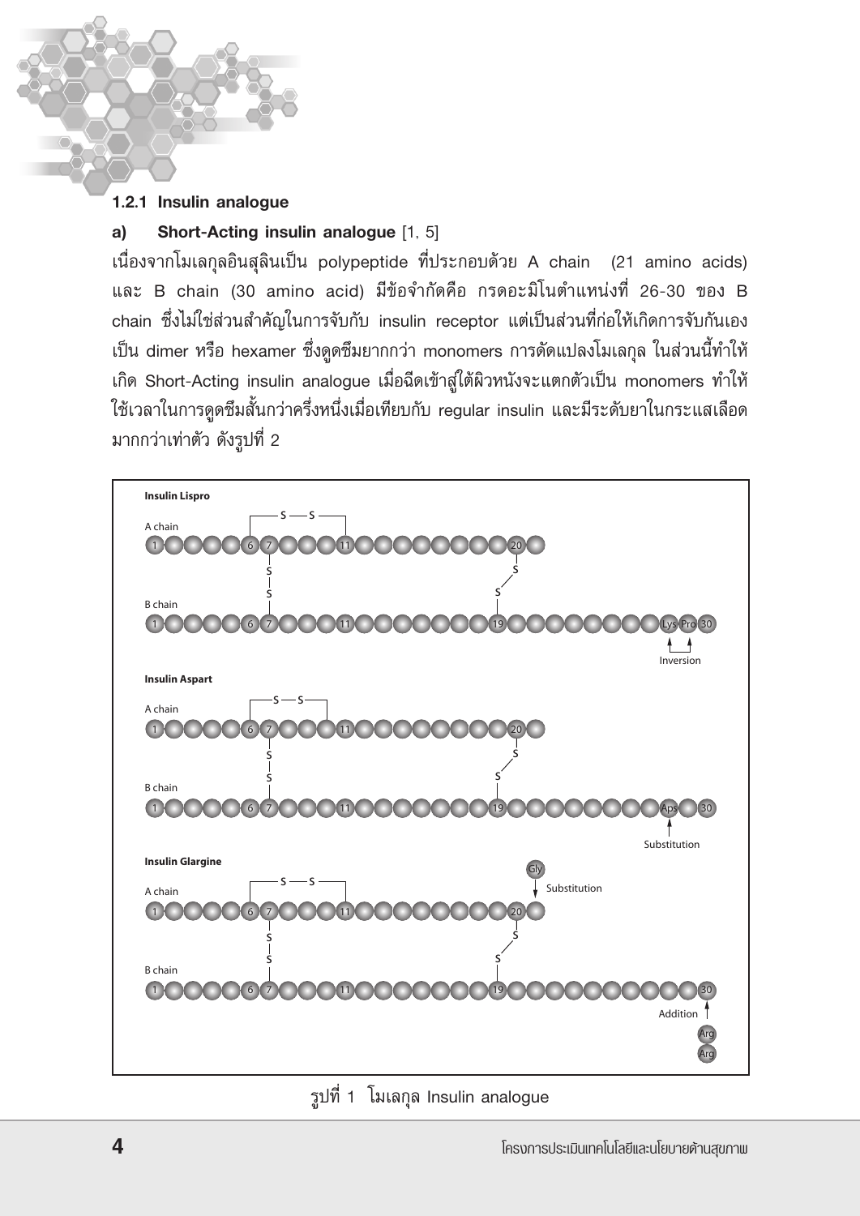### 1.2.1 Insulin analogue

**a) Short-Acting insulin analogue** [1, 5]

เนื่องจากโมเลกุลอินสุลินเป็น polypeptide ที่ประกอบด้วย A chain (21 amino acids) และ B chain (30 amino acid) มีข้อจำกัดคือ กรดอะมิโนตำแหน่งที่ 26-30 ของ B chain ซึ่งไม่ใช่ส่วนสำคัญในการจับกับ insulin receptor แต่เป็นส่วนที่ก่อให้เกิดการจับกันเองเป็น dimer หรือ hexamer ซึ่งดูดซึมยากกว่า monomers การดัดแปลงโมเลกุล ในส่วนนี้ทำให้เกิด Short-Acting insulin analogue เมื่อฉีดเข้าสู่ใต้ผิวหนังจะแตกตัวเป็น monomers ทำให้ใช้เวลาในการดูดซึมสั้นกว่าครึ่งหนึ่งเมื่อเทียบกับ regular insulin และมีระดับยาในกระแสเลือดมากกว่าเท่าตัว ดังรูปที่ 2

**Insulin Lispro**

A chain: 1 … 6 7 … 11 … 20 … (S–S bond between A6 and A11; S–S bonds A7–B7 and A20–B19)

B chain: 1 … 6 7 … 11 … 19 … Lys Pro 30

Inversion

**Insulin Aspart**

A chain: 1 … 6 7 … 11 … 20 …

B chain: 1 … 6 7 … 11 … 19 … Aps 30

Substitution

**Insulin Glargine**

Gly — Substitution

A chain: 1 … 6 7 … 11 … 20 …

B chain: 1 … 6 7 … 11 … 19 … 30

Addition — Arg, Arg

รูปที่ 1 โมเลกุล Insulin analogue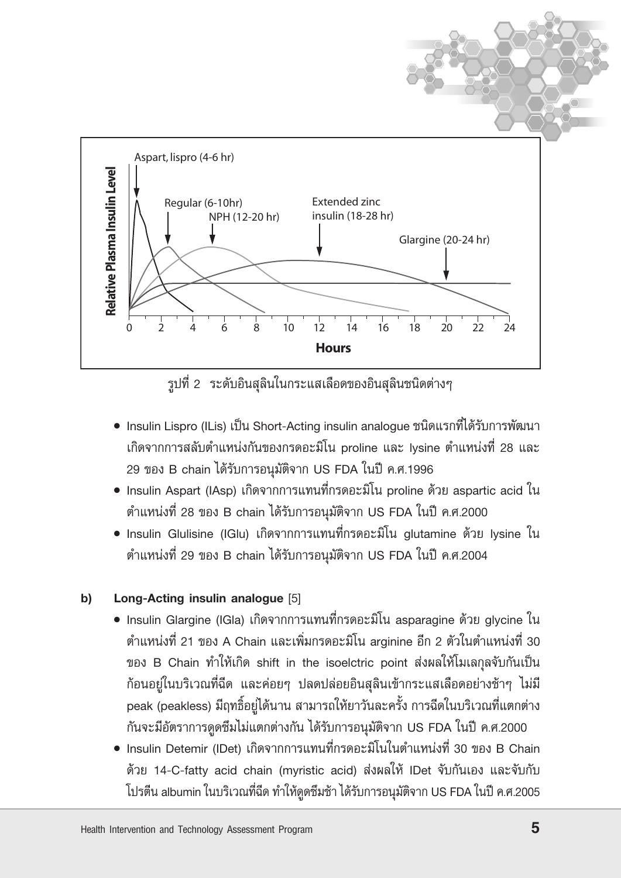รูปที่ 2 ระดับอินสุลินในกระแสเลือดของอินสุลินชนิดต่างๆ

- Insulin Lispro (ILis) เป็น Short-Acting insulin analogue ชนิดแรกที่ได้รับการพัฒนา เกิดจากการสลับตำแหน่งกันของกรดอะมิโน proline และ lysine ตำแหน่งที่ 28 และ 29 ของ B chain ได้รับการอนุมัติจาก US FDA ในปี ค.ศ.1996
- Insulin Aspart (IAsp) เกิดจากการแทนที่กรดอะมิโน proline ด้วย aspartic acid ในตำแหน่งที่ 28 ของ B chain ได้รับการอนุมัติจาก US FDA ในปี ค.ศ.2000
- Insulin Glulisine (IGlu) เกิดจากการแทนที่กรดอะมิโน glutamine ด้วย lysine ในตำแหน่งที่ 29 ของ B chain ได้รับการอนุมัติจาก US FDA ในปี ค.ศ.2004

**b) Long-Acting insulin analogue** [5]

- Insulin Glargine (IGla) เกิดจากการแทนที่กรดอะมิโน asparagine ด้วย glycine ในตำแหน่งที่ 21 ของ A Chain และเพิ่มกรดอะมิโน arginine อีก 2 ตัวในตำแหน่งที่ 30 ของ B Chain ทำให้เกิด shift in the isoelctric point ส่งผลให้โมเลกุลจับกันเป็นก้อนอยู่ในบริเวณที่ฉีด และค่อยๆ ปลดปล่อยอินสุลินเข้ากระแสเลือดอย่างช้าๆ ไม่มี peak (peakless) มีฤทธิ์อยู่ได้นาน สามารถให้ยาวันละครั้ง การฉีดในบริเวณที่แตกต่างกันจะมีอัตราการดูดซึมไม่แตกต่างกัน ได้รับการอนุมัติจาก US FDA ในปี ค.ศ.2000
- Insulin Detemir (IDet) เกิดจากการแทนที่กรดอะมิโนในตำแหน่งที่ 30 ของ B Chain ด้วย 14-C-fatty acid chain (myristic acid) ส่งผลให้ IDet จับกันเอง และจับกับโปรตีน albumin ในบริเวณที่ฉีด ทำให้ดูดซึมช้า ได้รับการอนุมัติจาก US FDA ในปี ค.ศ.2005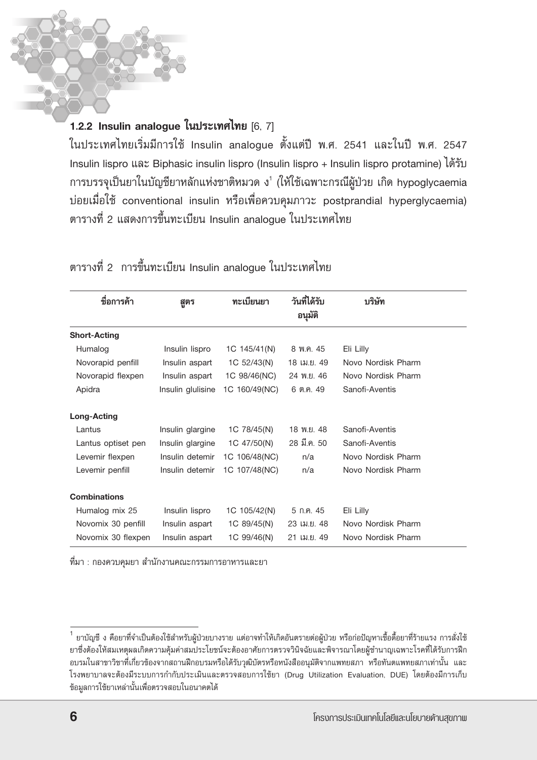### 1.2.2 Insulin analogue ในประเทศไทย [6, 7]

ในประเทศไทยเริ่มมีการใช้ Insulin analogue ตั้งแต่ปี พ.ศ. 2541 และในปี พ.ศ. 2547 Insulin lispro และ Biphasic insulin lispro (Insulin lispro + Insulin lispro protamine) ได้รับการบรรจุเป็นยาในบัญชียาหลักแห่งชาติหมวด ง[1] (ให้ใช้เฉพาะกรณีผู้ป่วย เกิด hypoglycaemia บ่อยเมื่อใช้ conventional insulin หรือเพื่อควบคุมภาวะ postprandial hyperglycaemia) ตารางที่ 2 แสดงการขึ้นทะเบียน Insulin analogue ในประเทศไทย

ตารางที่ 2 การขึ้นทะเบียน Insulin analogue ในประเทศไทย

| ชื่อการค้า | สูตร | ทะเบียนยา | วันที่ได้รับอนุมัติ | บริษัท |
|---|---|---|---|---|
| **Short-Acting** | | | | |
| Humalog | Insulin lispro | 1C 145/41(N) | 8 พ.ค. 45 | Eli Lilly |
| Novorapid penfill | Insulin aspart | 1C 52/43(N) | 18 เม.ย. 49 | Novo Nordisk Pharm |
| Novorapid flexpen | Insulin aspart | 1C 98/46(NC) | 24 พ.ย. 46 | Novo Nordisk Pharm |
| Apidra | Insulin glulisine | 1C 160/49(NC) | 6 ต.ค. 49 | Sanofi-Aventis |
| **Long-Acting** | | | | |
| Lantus | Insulin glargine | 1C 78/45(N) | 18 พ.ย. 48 | Sanofi-Aventis |
| Lantus optiset pen | Insulin glargine | 1C 47/50(N) | 28 มี.ค. 50 | Sanofi-Aventis |
| Levemir flexpen | Insulin detemir | 1C 106/48(NC) | n/a | Novo Nordisk Pharm |
| Levemir penfill | Insulin detemir | 1C 107/48(NC) | n/a | Novo Nordisk Pharm |
| **Combinations** | | | | |
| Humalog mix 25 | Insulin lispro | 1C 105/42(N) | 5 ก.ค. 45 | Eli Lilly |
| Novomix 30 penfill | Insulin aspart | 1C 89/45(N) | 23 เม.ย. 48 | Novo Nordisk Pharm |
| Novomix 30 flexpen | Insulin aspart | 1C 99/46(N) | 21 เม.ย. 49 | Novo Nordisk Pharm |

ที่มา : กองควบคุมยา สำนักงานคณะกรรมการอาหารและยา

---

[1] ยาบัญชี ง คือยาที่จำเป็นต้องใช้สำหรับผู้ป่วยบางราย แต่อาจทำให้เกิดอันตรายต่อผู้ป่วย หรือก่อปัญหาเชื้อดื้อยาที่ร้ายแรง การสั่งใช้ยาซึ่งต้องให้สมเหตุผลเกิดความคุ้มค่าสมประโยชน์จะต้องอาศัยการตรวจวินิจฉัยและพิจารณาโดยผู้ชำนาญเฉพาะโรคที่ได้รับการฝึกอบรมในสาขาวิชาที่เกี่ยวข้องจากสถานฝึกอบรมหรือได้รับวุฒิบัตรหรือหนังสืออนุมัติจากแพทยสภา หรือทันตแพทยสภาเท่านั้น และโรงพยาบาลจะต้องมีระบบการกำกับประเมินและตรวจสอบการใช้ยา (Drug Utilization Evaluation, DUE) โดยต้องมีการเก็บข้อมูลการใช้ยาเหล่านั้นเพื่อตรวจสอบในอนาคตได้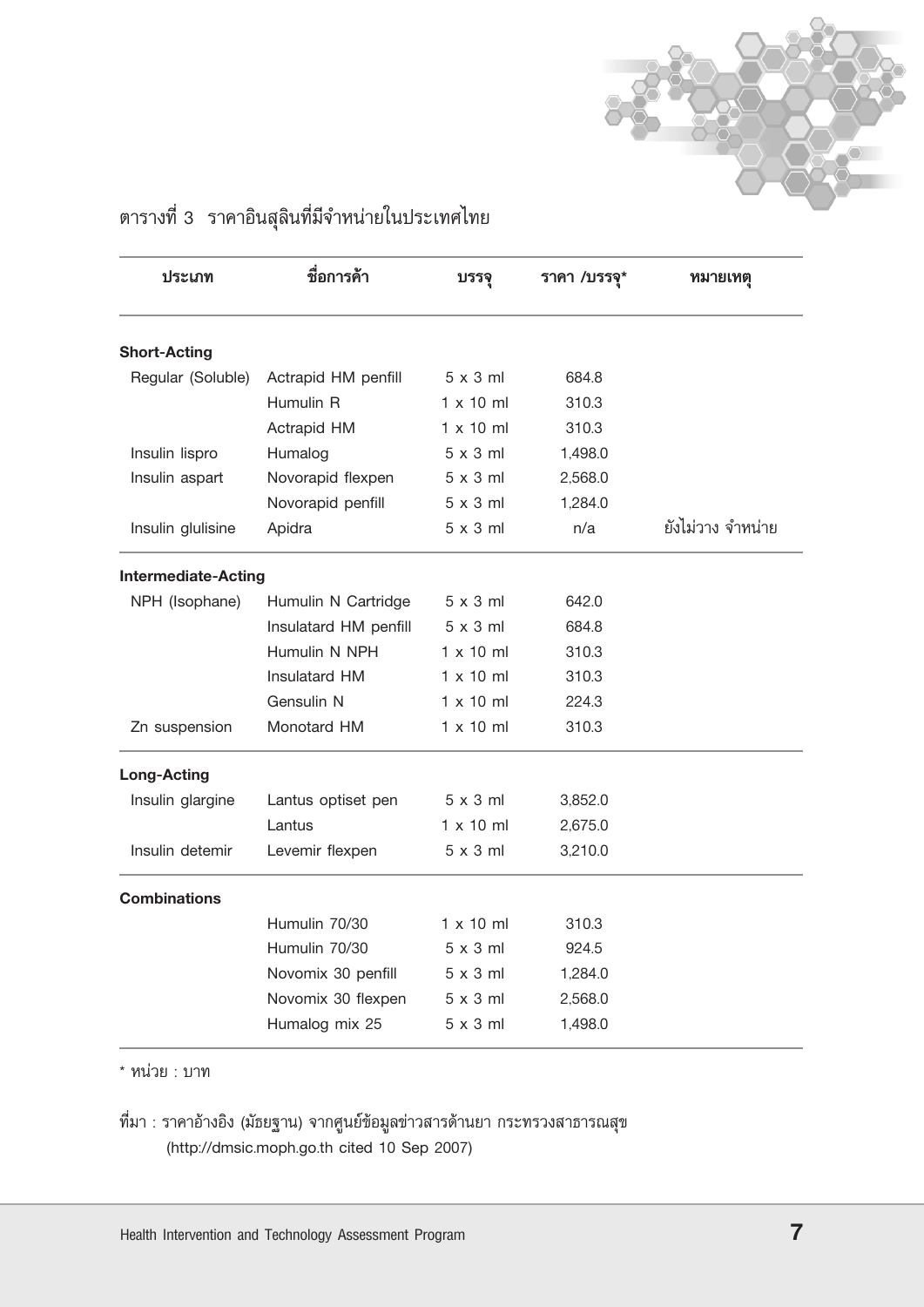ตารางที่ 3 ราคาอินสุลินที่มีจำหน่ายในประเทศไทย

| ประเภท | ชื่อการค้า | บรรจุ | ราคา /บรรจุ* | หมายเหตุ |
|---|---|---|---|---|
| **Short-Acting** | | | | |
| Regular (Soluble) | Actrapid HM penfill | 5 x 3 ml | 684.8 | |
| | Humulin R | 1 x 10 ml | 310.3 | |
| | Actrapid HM | 1 x 10 ml | 310.3 | |
| Insulin lispro | Humalog | 5 x 3 ml | 1,498.0 | |
| Insulin aspart | Novorapid flexpen | 5 x 3 ml | 2,568.0 | |
| | Novorapid penfill | 5 x 3 ml | 1,284.0 | |
| Insulin glulisine | Apidra | 5 x 3 ml | n/a | ยังไม่วาง จำหน่าย |
| **Intermediate-Acting** | | | | |
| NPH (Isophane) | Humulin N Cartridge | 5 x 3 ml | 642.0 | |
| | Insulatard HM penfill | 5 x 3 ml | 684.8 | |
| | Humulin N NPH | 1 x 10 ml | 310.3 | |
| | Insulatard HM | 1 x 10 ml | 310.3 | |
| | Gensulin N | 1 x 10 ml | 224.3 | |
| Zn suspension | Monotard HM | 1 x 10 ml | 310.3 | |
| **Long-Acting** | | | | |
| Insulin glargine | Lantus optiset pen | 5 x 3 ml | 3,852.0 | |
| | Lantus | 1 x 10 ml | 2,675.0 | |
| Insulin detemir | Levemir flexpen | 5 x 3 ml | 3,210.0 | |
| **Combinations** | | | | |
| | Humulin 70/30 | 1 x 10 ml | 310.3 | |
| | Humulin 70/30 | 5 x 3 ml | 924.5 | |
| | Novomix 30 penfill | 5 x 3 ml | 1,284.0 | |
| | Novomix 30 flexpen | 5 x 3 ml | 2,568.0 | |
| | Humalog mix 25 | 5 x 3 ml | 1,498.0 | |

* หน่วย : บาท

ที่มา : ราคาอ้างอิง (มัธยฐาน) จากศูนย์ข้อมูลข่าวสารด้านยา กระทรวงสาธารณสุข (http://dmsic.moph.go.th cited 10 Sep 2007)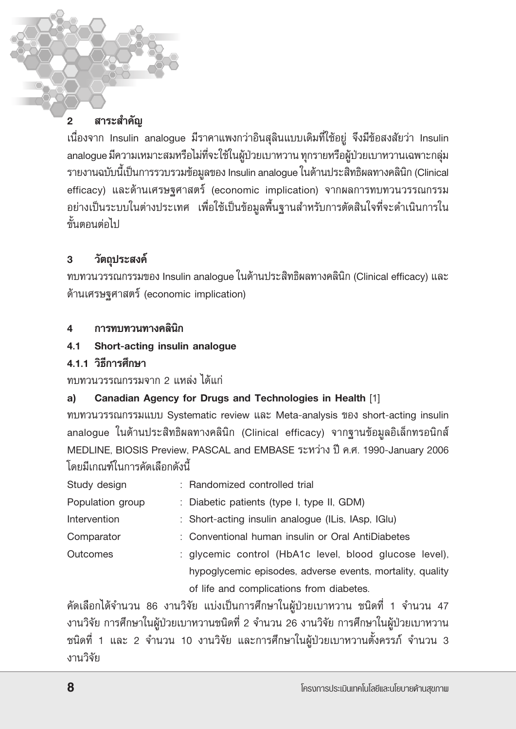## 2 สาระสำคัญ

เนื่องจาก Insulin analogue มีราคาแพงกว่าอินสุลินแบบเดิมที่ใช้อยู่ จึงมีข้อสงสัยว่า Insulin analogue มีความเหมาะสมหรือไม่ที่จะใช้ในผู้ป่วยเบาหวาน ทุกรายหรือผู้ป่วยเบาหวานเฉพาะกลุ่ม รายงานฉบับนี้เป็นการรวบรวมข้อมูลของ Insulin analogue ในด้านประสิทธิผลทางคลินิก (Clinical efficacy) และด้านเศรษฐศาสตร์ (economic implication) จากผลการทบทวนวรรณกรรมอย่างเป็นระบบในต่างประเทศ เพื่อใช้เป็นข้อมูลพื้นฐานสำหรับการตัดสินใจที่จะดำเนินการในขั้นตอนต่อไป

## 3 วัตถุประสงค์

ทบทวนวรรณกรรมของ Insulin analogue ในด้านประสิทธิผลทางคลินิก (Clinical efficacy) และด้านเศรษฐศาสตร์ (economic implication)

## 4 การทบทวนทางคลินิก

### 4.1 Short-acting insulin analogue

#### 4.1.1 วิธีการศึกษา

ทบทวนวรรณกรรมจาก 2 แหล่ง ได้แก่

**a) Canadian Agency for Drugs and Technologies in Health** [1]

ทบทวนวรรณกรรมแบบ Systematic review และ Meta-analysis ของ short-acting insulin analogue ในด้านประสิทธิผลทางคลินิก (Clinical efficacy) จากฐานข้อมูลอิเล็กทรอนิกส์ MEDLINE, BIOSIS Preview, PASCAL and EMBASE ระหว่าง ปี ค.ศ. 1990-January 2006 โดยมีเกณฑ์ในการคัดเลือกดังนี้

| | |
|---|---|
| Study design | : Randomized controlled trial |
| Population group | : Diabetic patients (type I, type II, GDM) |
| Intervention | : Short-acting insulin analogue (ILis, IAsp, IGlu) |
| Comparator | : Conventional human insulin or Oral AntiDiabetes |
| Outcomes | : glycemic control (HbA1c level, blood glucose level), hypoglycemic episodes, adverse events, mortality, quality of life and complications from diabetes. |

คัดเลือกได้จำนวน 86 งานวิจัย แบ่งเป็นการศึกษาในผู้ป่วยเบาหวาน ชนิดที่ 1 จำนวน 47 งานวิจัย การศึกษาในผู้ป่วยเบาหวานชนิดที่ 2 จำนวน 26 งานวิจัย การศึกษาในผู้ป่วยเบาหวานชนิดที่ 1 และ 2 จำนวน 10 งานวิจัย และการศึกษาในผู้ป่วยเบาหวานตั้งครรภ์ จำนวน 3 งานวิจัย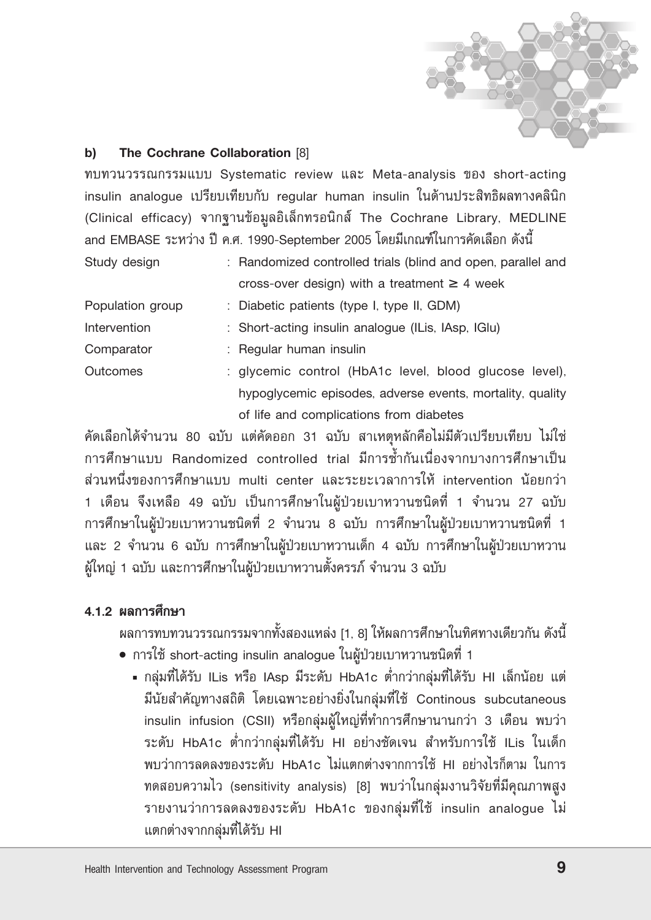**b) The Cochrane Collaboration** [8]

ทบทวนวรรณกรรมแบบ Systematic review และ Meta-analysis ของ short-acting insulin analogue เปรียบเทียบกับ regular human insulin ในด้านประสิทธิผลทางคลินิก (Clinical efficacy) จากฐานข้อมูลอิเล็กทรอนิกส์ The Cochrane Library, MEDLINE and EMBASE ระหว่าง ปี ค.ศ. 1990-September 2005 โดยมีเกณฑ์ในการคัดเลือก ดังนี้

| | |
|---|---|
| Study design | : Randomized controlled trials (blind and open, parallel and cross-over design) with a treatment ≥ 4 week |
| Population group | : Diabetic patients (type I, type II, GDM) |
| Intervention | : Short-acting insulin analogue (ILis, IAsp, IGlu) |
| Comparator | : Regular human insulin |
| Outcomes | : glycemic control (HbA1c level, blood glucose level), hypoglycemic episodes, adverse events, mortality, quality of life and complications from diabetes |

คัดเลือกได้จำนวน 80 ฉบับ แต่คัดออก 31 ฉบับ สาเหตุหลักคือไม่มีตัวเปรียบเทียบ ไม่ใช่การศึกษาแบบ Randomized controlled trial มีการซ้ำกันเนื่องจากบางการศึกษาเป็นส่วนหนึ่งของการศึกษาแบบ multi center และระยะเวลาการให้ intervention น้อยกว่า 1 เดือน จึงเหลือ 49 ฉบับ เป็นการศึกษาในผู้ป่วยเบาหวานชนิดที่ 1 จำนวน 27 ฉบับ การศึกษาในผู้ป่วยเบาหวานชนิดที่ 2 จำนวน 8 ฉบับ การศึกษาในผู้ป่วยเบาหวานชนิดที่ 1 และ 2 จำนวน 6 ฉบับ การศึกษาในผู้ป่วยเบาหวานเด็ก 4 ฉบับ การศึกษาในผู้ป่วยเบาหวานผู้ใหญ่ 1 ฉบับ และการศึกษาในผู้ป่วยเบาหวานตั้งครรภ์ จำนวน 3 ฉบับ

### 4.1.2 ผลการศึกษา

ผลการทบทวนวรรณกรรมจากทั้งสองแหล่ง [1, 8] ให้ผลการศึกษาในทิศทางเดียวกัน ดังนี้

- การใช้ short-acting insulin analogue ในผู้ป่วยเบาหวานชนิดที่ 1
  - กลุ่มที่ได้รับ ILis หรือ IAsp มีระดับ HbA1c ต่ำกว่ากลุ่มที่ได้รับ HI เล็กน้อย แต่มีนัยสำคัญทางสถิติ โดยเฉพาะอย่างยิ่งในกลุ่มที่ใช้ Continous subcutaneous insulin infusion (CSII) หรือกลุ่มผู้ใหญ่ที่ทำการศึกษานานกว่า 3 เดือน พบว่าระดับ HbA1c ต่ำกว่ากลุ่มที่ได้รับ HI อย่างชัดเจน สำหรับการใช้ ILis ในเด็กพบว่าการลดลงของระดับ HbA1c ไม่แตกต่างจากการใช้ HI อย่างไรก็ตาม ในการทดสอบความไว (sensitivity analysis) [8] พบว่าในกลุ่มงานวิจัยที่มีคุณภาพสูงรายงานว่าการลดลงของระดับ HbA1c ของกลุ่มที่ใช้ insulin analogue ไม่แตกต่างจากกลุ่มที่ได้รับ HI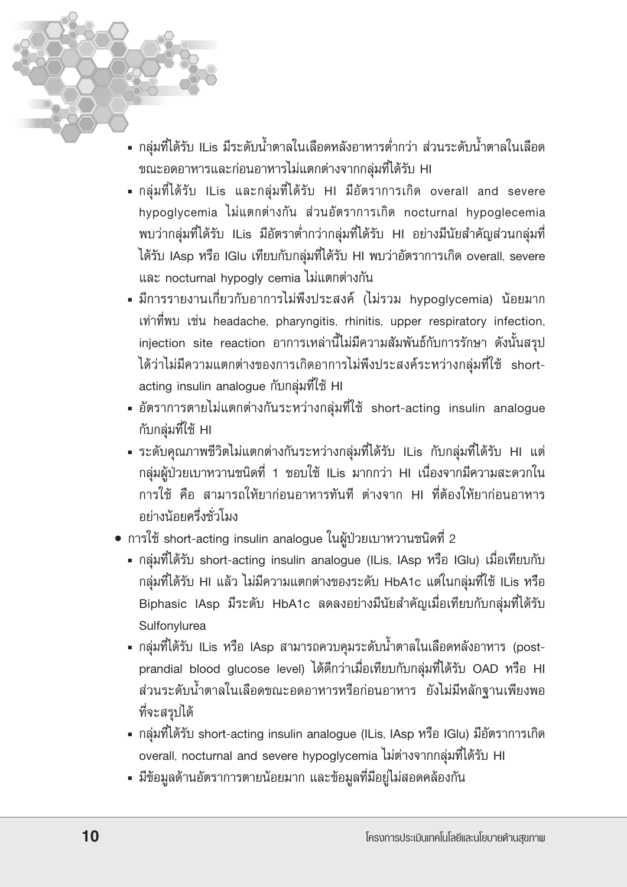- กลุ่มที่ได้รับ ILis มีระดับน้ำตาลในเลือดหลังอาหารต่ำกว่า ส่วนระดับน้ำตาลในเลือดขณะอดอาหารและก่อนอาหารไม่แตกต่างจากกลุ่มที่ได้รับ HI
- กลุ่มที่ได้รับ ILis และกลุ่มที่ได้รับ HI มีอัตราการเกิด overall and severe hypoglycemia ไม่แตกต่างกัน ส่วนอัตราการเกิด nocturnal hypoglecemia พบว่ากลุ่มที่ได้รับ ILis มีอัตราต่ำกว่ากลุ่มที่ได้รับ HI อย่างมีนัยสำคัญส่วนกลุ่มที่ได้รับ IAsp หรือ IGlu เทียบกับกลุ่มที่ได้รับ HI พบว่าอัตราการเกิด overall, severe และ nocturnal hypogly cemia ไม่แตกต่างกัน
- มีการรายงานเกี่ยวกับอาการไม่พึงประสงค์ (ไม่รวม hypoglycemia) น้อยมาก เท่าที่พบ เช่น headache, pharyngitis, rhinitis, upper respiratory infection, injection site reaction อาการเหล่านี้ไม่มีความสัมพันธ์กับการรักษา ดังนั้นสรุปได้ว่าไม่มีความแตกต่างของการเกิดอาการไม่พึงประสงค์ระหว่างกลุ่มที่ใช้ short-acting insulin analogue กับกลุ่มที่ใช้ HI
- อัตราการตายไม่แตกต่างกันระหว่างกลุ่มที่ใช้ short-acting insulin analogue กับกลุ่มที่ใช้ HI
- ระดับคุณภาพชีวิตไม่แตกต่างกันระหว่างกลุ่มที่ได้รับ ILis กับกลุ่มที่ได้รับ HI แต่กลุ่มผู้ป่วยเบาหวานชนิดที่ 1 ชอบใช้ ILis มากกว่า HI เนื่องจากมีความสะดวกในการใช้ คือ สามารถให้ยาก่อนอาหารทันที ต่างจาก HI ที่ต้องให้ยาก่อนอาหารอย่างน้อยครึ่งชั่วโมง

- การใช้ short-acting insulin analogue ในผู้ป่วยเบาหวานชนิดที่ 2
  - กลุ่มที่ได้รับ short-acting insulin analogue (ILis, IAsp หรือ IGlu) เมื่อเทียบกับกลุ่มที่ได้รับ HI แล้ว ไม่มีความแตกต่างของระดับ HbA1c แต่ในกลุ่มที่ใช้ ILis หรือ Biphasic IAsp มีระดับ HbA1c ลดลงอย่างมีนัยสำคัญเมื่อเทียบกับกลุ่มที่ได้รับ Sulfonylurea
  - กลุ่มที่ได้รับ ILis หรือ IAsp สามารถควบคุมระดับน้ำตาลในเลือดหลังอาหาร (post-prandial blood glucose level) ได้ดีกว่าเมื่อเทียบกับกลุ่มที่ได้รับ OAD หรือ HI ส่วนระดับน้ำตาลในเลือดขณะอดอาหารหรือก่อนอาหาร ยังไม่มีหลักฐานเพียงพอที่จะสรุปได้
  - กลุ่มที่ได้รับ short-acting insulin analogue (ILis, IAsp หรือ IGlu) มีอัตราการเกิด overall, nocturnal and severe hypoglycemia ไม่ต่างจากกลุ่มที่ได้รับ HI
  - มีข้อมูลด้านอัตราการตายน้อยมาก และข้อมูลที่มีอยู่ไม่สอดคล้องกัน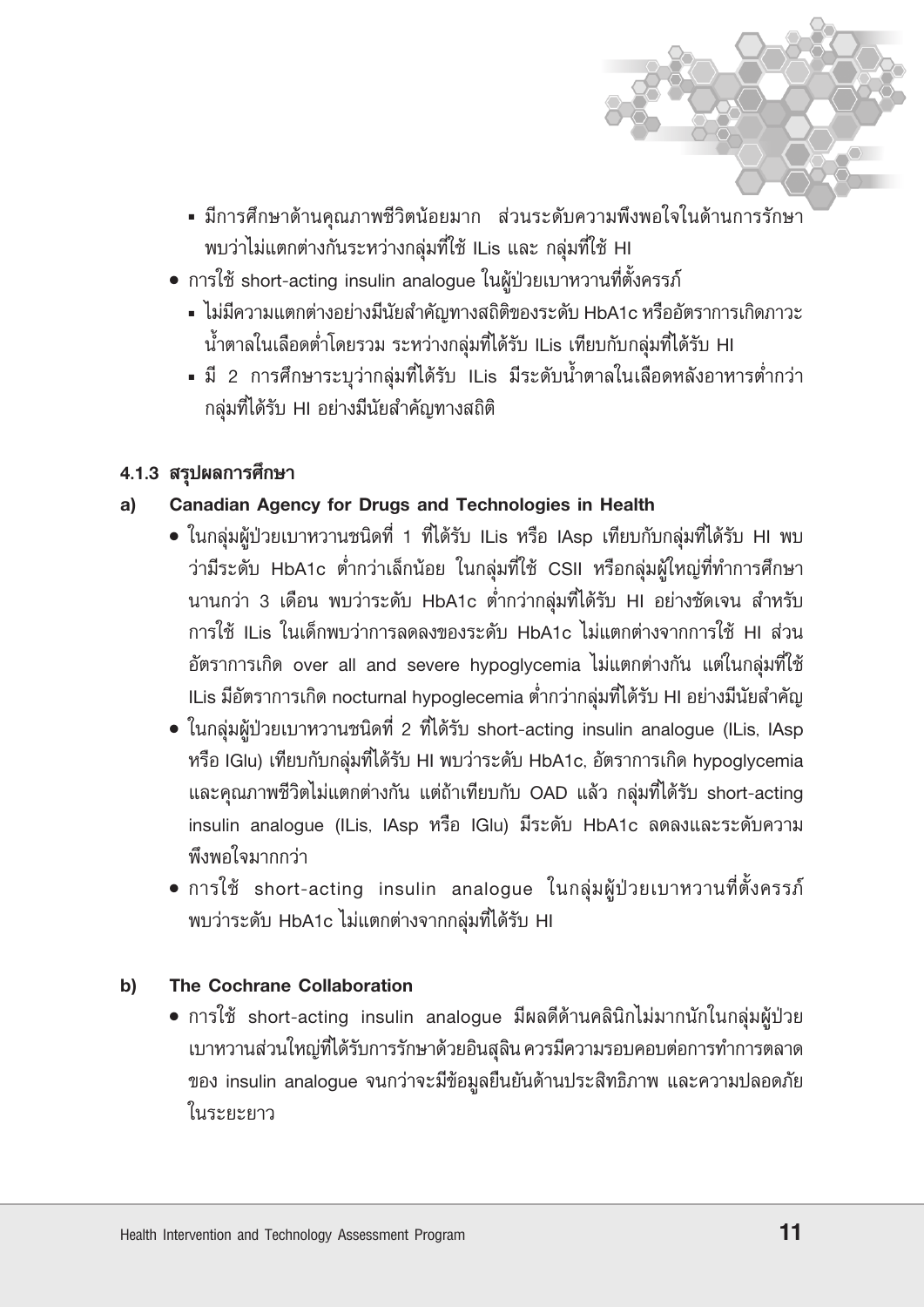- มีการศึกษาด้านคุณภาพชีวิตน้อยมาก ส่วนระดับความพึงพอใจในด้านการรักษาพบว่าไม่แตกต่างกันระหว่างกลุ่มที่ใช้ ILis และ กลุ่มที่ใช้ HI

- การใช้ short-acting insulin analogue ในผู้ป่วยเบาหวานที่ตั้งครรภ์
  - ไม่มีความแตกต่างอย่างมีนัยสำคัญทางสถิติของระดับ HbA1c หรืออัตราการเกิดภาวะน้ำตาลในเลือดต่ำโดยรวม ระหว่างกลุ่มที่ได้รับ ILis เทียบกับกลุ่มที่ได้รับ HI
  - มี 2 การศึกษาระบุว่ากลุ่มที่ได้รับ ILis มีระดับน้ำตาลในเลือดหลังอาหารต่ำกว่ากลุ่มที่ได้รับ HI อย่างมีนัยสำคัญทางสถิติ

### 4.1.3 สรุปผลการศึกษา

**a) Canadian Agency for Drugs and Technologies in Health**

- ในกลุ่มผู้ป่วยเบาหวานชนิดที่ 1 ที่ได้รับ ILis หรือ IAsp เทียบกับกลุ่มที่ได้รับ HI พบว่ามีระดับ HbA1c ต่ำกว่าเล็กน้อย ในกลุ่มที่ใช้ CSII หรือกลุ่มผู้ใหญ่ที่ทำการศึกษานานกว่า 3 เดือน พบว่าระดับ HbA1c ต่ำกว่ากลุ่มที่ได้รับ HI อย่างชัดเจน สำหรับการใช้ ILis ในเด็กพบว่าการลดลงของระดับ HbA1c ไม่แตกต่างจากการใช้ HI ส่วนอัตราการเกิด over all and severe hypoglycemia ไม่แตกต่างกัน แต่ในกลุ่มที่ใช้ ILis มีอัตราการเกิด nocturnal hypoglecemia ต่ำกว่ากลุ่มที่ได้รับ HI อย่างมีนัยสำคัญ
- ในกลุ่มผู้ป่วยเบาหวานชนิดที่ 2 ที่ได้รับ short-acting insulin analogue (ILis, IAsp หรือ IGlu) เทียบกับกลุ่มที่ได้รับ HI พบว่าระดับ HbA1c, อัตราการเกิด hypoglycemia และคุณภาพชีวิตไม่แตกต่างกัน แต่ถ้าเทียบกับ OAD แล้ว กลุ่มที่ได้รับ short-acting insulin analogue (ILis, IAsp หรือ IGlu) มีระดับ HbA1c ลดลงและระดับความพึงพอใจมากกว่า
- การใช้ short-acting insulin analogue ในกลุ่มผู้ป่วยเบาหวานที่ตั้งครรภ์ พบว่าระดับ HbA1c ไม่แตกต่างจากกลุ่มที่ได้รับ HI

**b) The Cochrane Collaboration**

- การใช้ short-acting insulin analogue มีผลดีด้านคลินิกไม่มากนักในกลุ่มผู้ป่วยเบาหวานส่วนใหญ่ที่ได้รับการรักษาด้วยอินสุลิน ควรมีความรอบคอบต่อการทำการตลาดของ insulin analogue จนกว่าจะมีข้อมูลยืนยันด้านประสิทธิภาพ และความปลอดภัยในระยะยาว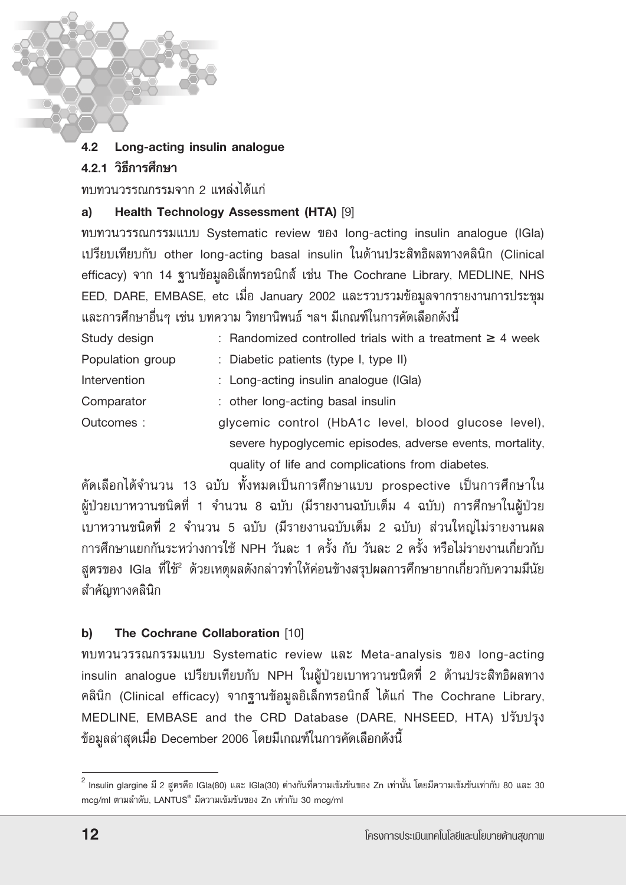## 4.2 Long-acting insulin analogue

### 4.2.1 วิธีการศึกษา

ทบทวนวรรณกรรมจาก 2 แหล่งได้แก่

**a) Health Technology Assessment (HTA)** [9]

ทบทวนวรรณกรรมแบบ Systematic review ของ long-acting insulin analogue (IGla) เปรียบเทียบกับ other long-acting basal insulin ในด้านประสิทธิผลทางคลินิก (Clinical efficacy) จาก 14 ฐานข้อมูลอิเล็กทรอนิกส์ เช่น The Cochrane Library, MEDLINE, NHS EED, DARE, EMBASE, etc เมื่อ January 2002 และรวบรวมข้อมูลจากรายงานการประชุมและการศึกษาอื่นๆ เช่น บทความ วิทยานิพนธ์ ฯลฯ มีเกณฑ์ในการคัดเลือกดังนี้

| | |
|---|---|
| Study design | : Randomized controlled trials with a treatment ≥ 4 week |
| Population group | : Diabetic patients (type I, type II) |
| Intervention | : Long-acting insulin analogue (IGla) |
| Comparator | : other long-acting basal insulin |
| Outcomes : | glycemic control (HbA1c level, blood glucose level), severe hypoglycemic episodes, adverse events, mortality, quality of life and complications from diabetes. |

คัดเลือกได้จำนวน 13 ฉบับ ทั้งหมดเป็นการศึกษาแบบ prospective เป็นการศึกษาในผู้ป่วยเบาหวานชนิดที่ 1 จำนวน 8 ฉบับ (มีรายงานฉบับเต็ม 4 ฉบับ) การศึกษาในผู้ป่วยเบาหวานชนิดที่ 2 จำนวน 5 ฉบับ (มีรายงานฉบับเต็ม 2 ฉบับ) ส่วนใหญ่ไม่รายงานผลการศึกษาแยกกันระหว่างการใช้ NPH วันละ 1 ครั้ง กับ วันละ 2 ครั้ง หรือไม่รายงานเกี่ยวกับสูตรของ IGla ที่ใช้[2] ด้วยเหตุผลดังกล่าวทำให้ค่อนข้างสรุปผลการศึกษายากเกี่ยวกับความมีนัยสำคัญทางคลินิก

**b) The Cochrane Collaboration** [10]

ทบทวนวรรณกรรมแบบ Systematic review และ Meta-analysis ของ long-acting insulin analogue เปรียบเทียบกับ NPH ในผู้ป่วยเบาหวานชนิดที่ 2 ด้านประสิทธิผลทางคลินิก (Clinical efficacy) จากฐานข้อมูลอิเล็กทรอนิกส์ ได้แก่ The Cochrane Library, MEDLINE, EMBASE and the CRD Database (DARE, NHSEED, HTA) ปรับปรุงข้อมูลล่าสุดเมื่อ December 2006 โดยมีเกณฑ์ในการคัดเลือกดังนี้

---

[2] Insulin glargine มี 2 สูตรคือ IGla(80) และ IGla(30) ต่างกันที่ความเข้มข้นของ Zn เท่านั้น โดยมีความเข้มข้นเท่ากับ 80 และ 30 mcg/ml ตามลำดับ, LANTUS® มีความเข้มข้นของ Zn เท่ากับ 30 mcg/ml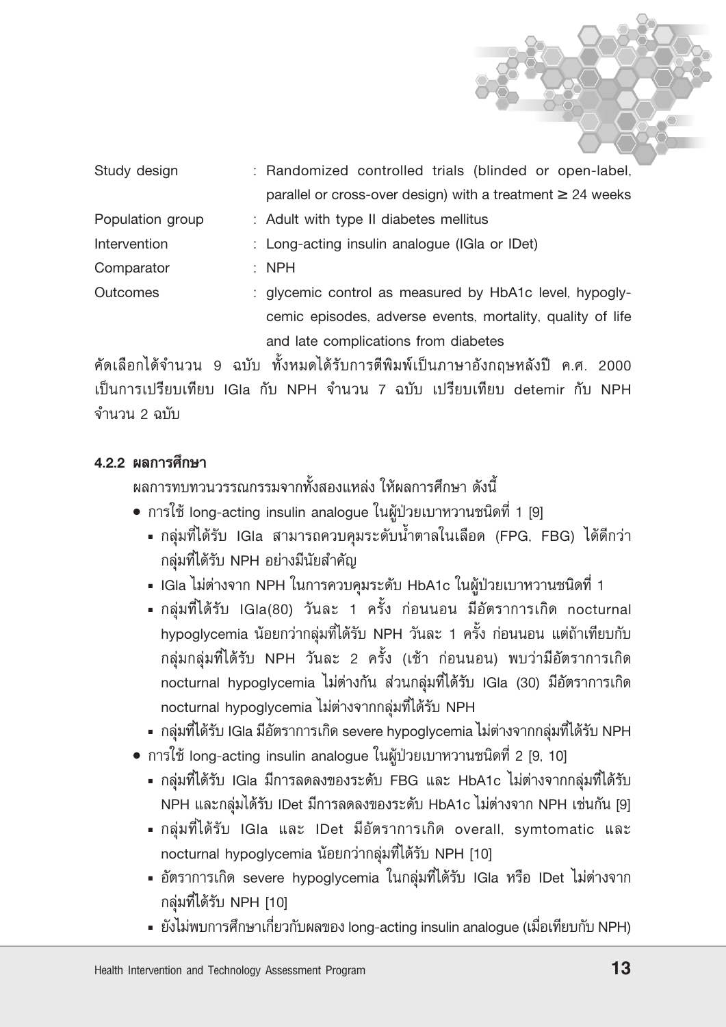| | |
|---|---|
| Study design | : Randomized controlled trials (blinded or open-label, parallel or cross-over design) with a treatment ≥ 24 weeks |
| Population group | : Adult with type II diabetes mellitus |
| Intervention | : Long-acting insulin analogue (IGla or IDet) |
| Comparator | : NPH |
| Outcomes | : glycemic control as measured by HbA1c level, hypoglycemic episodes, adverse events, mortality, quality of life and late complications from diabetes |

คัดเลือกได้จำนวน 9 ฉบับ ทั้งหมดได้รับการตีพิมพ์เป็นภาษาอังกฤษหลังปี ค.ศ. 2000 เป็นการเปรียบเทียบ IGla กับ NPH จำนวน 7 ฉบับ เปรียบเทียบ detemir กับ NPH จำนวน 2 ฉบับ

#### 4.2.2 ผลการศึกษา

ผลการทบทวนวรรณกรรมจากทั้งสองแหล่ง ให้ผลการศึกษา ดังนี้

- การใช้ long-acting insulin analogue ในผู้ป่วยเบาหวานชนิดที่ 1 [9]
  - กลุ่มที่ได้รับ IGla สามารถควบคุมระดับน้ำตาลในเลือด (FPG, FBG) ได้ดีกว่ากลุ่มที่ได้รับ NPH อย่างมีนัยสำคัญ
  - IGla ไม่ต่างจาก NPH ในการควบคุมระดับ HbA1c ในผู้ป่วยเบาหวานชนิดที่ 1
  - กลุ่มที่ได้รับ IGla(80) วันละ 1 ครั้ง ก่อนนอน มีอัตราการเกิด nocturnal hypoglycemia น้อยกว่ากลุ่มที่ได้รับ NPH วันละ 1 ครั้ง ก่อนนอน แต่ถ้าเทียบกับกลุ่มกลุ่มที่ได้รับ NPH วันละ 2 ครั้ง (เช้า ก่อนนอน) พบว่ามีอัตราการเกิด nocturnal hypoglycemia ไม่ต่างกัน ส่วนกลุ่มที่ได้รับ IGla (30) มีอัตราการเกิด nocturnal hypoglycemia ไม่ต่างจากกลุ่มที่ได้รับ NPH
  - กลุ่มที่ได้รับ IGla มีอัตราการเกิด severe hypoglycemia ไม่ต่างจากกลุ่มที่ได้รับ NPH
- การใช้ long-acting insulin analogue ในผู้ป่วยเบาหวานชนิดที่ 2 [9, 10]
  - กลุ่มที่ได้รับ IGla มีการลดลงของระดับ FBG และ HbA1c ไม่ต่างจากกลุ่มที่ได้รับ NPH และกลุ่มได้รับ IDet มีการลดลงของระดับ HbA1c ไม่ต่างจาก NPH เช่นกัน [9]
  - กลุ่มที่ได้รับ IGla และ IDet มีอัตราการเกิด overall, symtomatic และ nocturnal hypoglycemia น้อยกว่ากลุ่มที่ได้รับ NPH [10]
  - อัตราการเกิด severe hypoglycemia ในกลุ่มที่ได้รับ IGla หรือ IDet ไม่ต่างจากกลุ่มที่ได้รับ NPH [10]
  - ยังไม่พบการศึกษาเกี่ยวกับผลของ long-acting insulin analogue (เมื่อเทียบกับ NPH)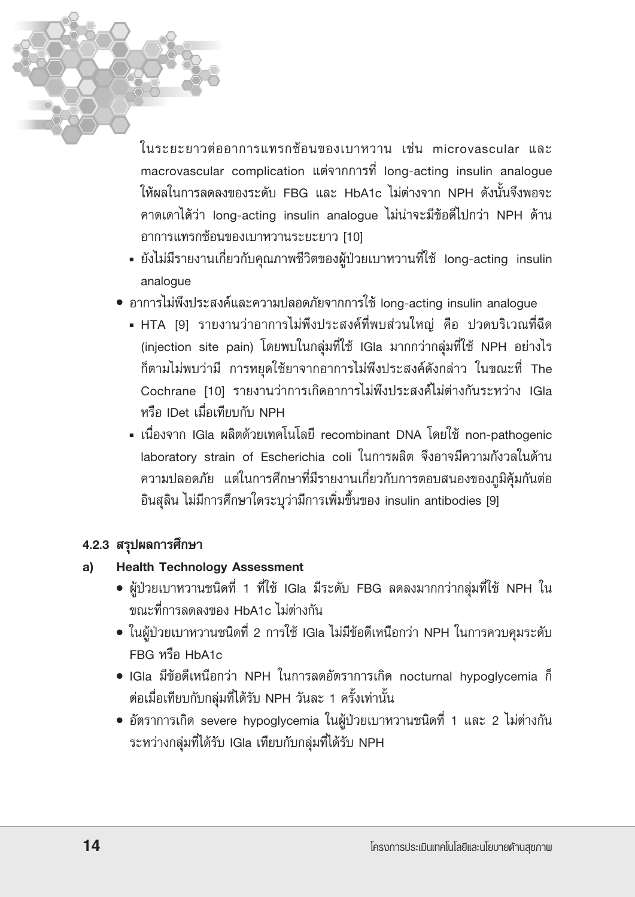ในระยะยาวต่ออาการแทรกซ้อนของเบาหวาน เช่น microvascular และ macrovascular complication แต่จากการที่ long-acting insulin analogue ให้ผลในการลดลงของระดับ FBG และ HbA1c ไม่ต่างจาก NPH ดังนั้นจึงพอจะคาดเดาได้ว่า long-acting insulin analogue ไม่น่าจะมีข้อดีไปกว่า NPH ด้านอาการแทรกซ้อนของเบาหวานระยะยาว [10]

  - ยังไม่มีรายงานเกี่ยวกับคุณภาพชีวิตของผู้ป่วยเบาหวานที่ใช้ long-acting insulin analogue

- อาการไม่พึงประสงค์และความปลอดภัยจากการใช้ long-acting insulin analogue
  - HTA [9] รายงานว่าอาการไม่พึงประสงค์ที่พบส่วนใหญ่ คือ ปวดบริเวณที่ฉีด (injection site pain) โดยพบในกลุ่มที่ใช้ IGla มากกว่ากลุ่มที่ใช้ NPH อย่างไรก็ตามไม่พบว่ามี การหยุดใช้ยาจากอาการไม่พึงประสงค์ดังกล่าว ในขณะที่ The Cochrane [10] รายงานว่าการเกิดอาการไม่พึงประสงค์ไม่ต่างกันระหว่าง IGla หรือ IDet เมื่อเทียบกับ NPH
  - เนื่องจาก IGla ผลิตด้วยเทคโนโลยี recombinant DNA โดยใช้ non-pathogenic laboratory strain of Escherichia coli ในการผลิต จึงอาจมีความกังวลในด้านความปลอดภัย แต่ในการศึกษาที่มีรายงานเกี่ยวกับการตอบสนองของภูมิคุ้มกันต่ออินสุลิน ไม่มีการศึกษาใดระบุว่ามีการเพิ่มขึ้นของ insulin antibodies [9]

### 4.2.3 สรุปผลการศึกษา

**a) Health Technology Assessment**

- ผู้ป่วยเบาหวานชนิดที่ 1 ที่ใช้ IGla มีระดับ FBG ลดลงมากกว่ากลุ่มที่ใช้ NPH ในขณะที่การลดลงของ HbA1c ไม่ต่างกัน
- ในผู้ป่วยเบาหวานชนิดที่ 2 การใช้ IGla ไม่มีข้อดีเหนือกว่า NPH ในการควบคุมระดับ FBG หรือ HbA1c
- IGla มีข้อดีเหนือกว่า NPH ในการลดอัตราการเกิด nocturnal hypoglycemia ก็ต่อเมื่อเทียบกับกลุ่มที่ได้รับ NPH วันละ 1 ครั้งเท่านั้น
- อัตราการเกิด severe hypoglycemia ในผู้ป่วยเบาหวานชนิดที่ 1 และ 2 ไม่ต่างกันระหว่างกลุ่มที่ได้รับ IGla เทียบกับกลุ่มที่ได้รับ NPH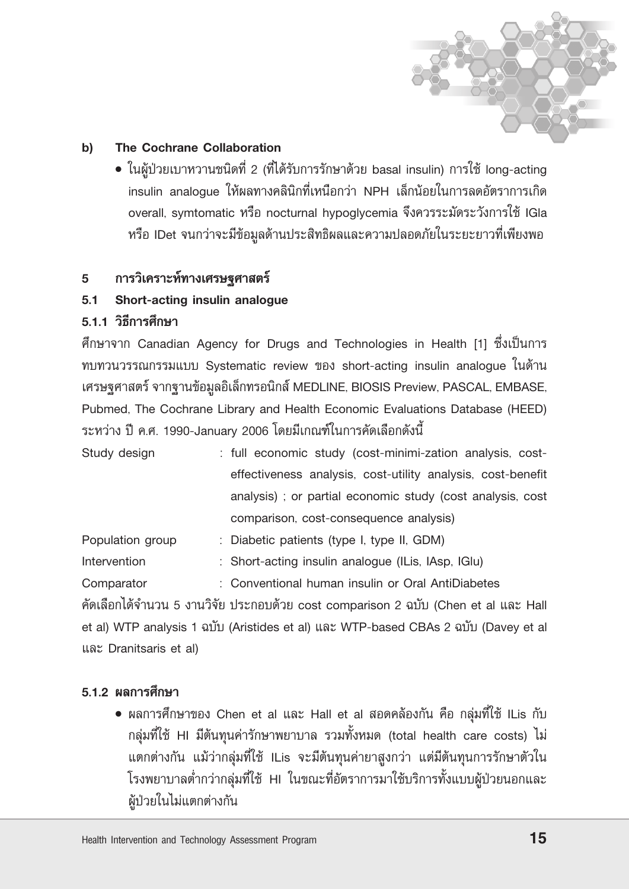**b) The Cochrane Collaboration**

- ในผู้ป่วยเบาหวานชนิดที่ 2 (ที่ได้รับการรักษาด้วย basal insulin) การใช้ long-acting insulin analogue ให้ผลทางคลินิกที่เหนือกว่า NPH เล็กน้อยในการลดอัตราการเกิด overall, symtomatic หรือ nocturnal hypoglycemia จึงควรระมัดระวังการใช้ IGla หรือ IDet จนกว่าจะมีข้อมูลด้านประสิทธิผลและความปลอดภัยในระยะยาวที่เพียงพอ

## 5 การวิเคราะห์ทางเศรษฐศาสตร์

### 5.1 Short-acting insulin analogue

#### 5.1.1 วิธีการศึกษา

ศึกษาจาก Canadian Agency for Drugs and Technologies in Health [1] ซึ่งเป็นการทบทวนวรรณกรรมแบบ Systematic review ของ short-acting insulin analogue ในด้านเศรษฐศาสตร์ จากฐานข้อมูลอิเล็กทรอนิกส์ MEDLINE, BIOSIS Preview, PASCAL, EMBASE, Pubmed, The Cochrane Library and Health Economic Evaluations Database (HEED) ระหว่าง ปี ค.ศ. 1990-January 2006 โดยมีเกณฑ์ในการคัดเลือกดังนี้

| | |
|---|---|
| Study design | : full economic study (cost-minimi-zation analysis, cost-effectiveness analysis, cost-utility analysis, cost-benefit analysis) ; or partial economic study (cost analysis, cost comparison, cost-consequence analysis) |
| Population group | : Diabetic patients (type I, type II, GDM) |
| Intervention | : Short-acting insulin analogue (ILis, IAsp, IGlu) |
| Comparator | : Conventional human insulin or Oral AntiDiabetes |

คัดเลือกได้จำนวน 5 งานวิจัย ประกอบด้วย cost comparison 2 ฉบับ (Chen et al และ Hall et al) WTP analysis 1 ฉบับ (Aristides et al) และ WTP-based CBAs 2 ฉบับ (Davey et al และ Dranitsaris et al)

#### 5.1.2 ผลการศึกษา

- ผลการศึกษาของ Chen et al และ Hall et al สอดคล้องกัน คือ กลุ่มที่ใช้ ILis กับกลุ่มที่ใช้ HI มีต้นทุนค่ารักษาพยาบาล รวมทั้งหมด (total health care costs) ไม่แตกต่างกัน แม้ว่ากลุ่มที่ใช้ ILis จะมีต้นทุนค่ายาสูงกว่า แต่มีต้นทุนการรักษาตัวในโรงพยาบาลต่ำกว่ากลุ่มที่ใช้ HI ในขณะที่อัตราการมาใช้บริการทั้งแบบผู้ป่วยนอกและผู้ป่วยในไม่แตกต่างกัน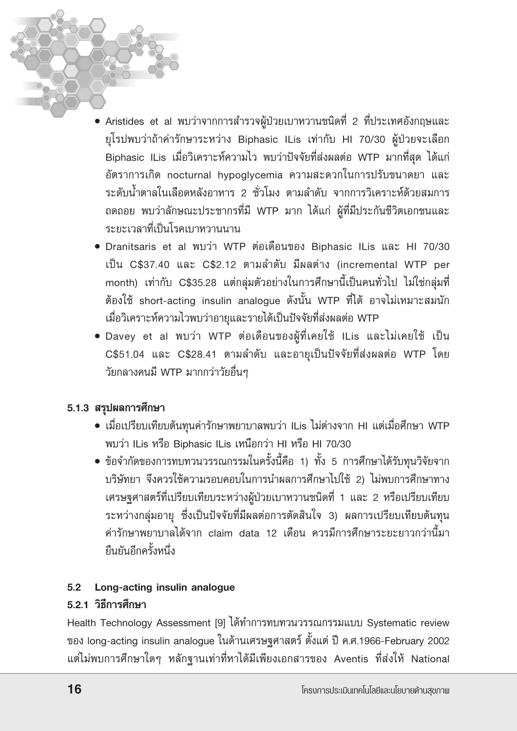- Aristides et al พบว่าจากการสำรวจผู้ป่วยเบาหวานชนิดที่ 2 ที่ประเทศอังกฤษและยุโรปพบว่าถ้าค่ารักษาระหว่าง Biphasic ILis เท่ากับ HI 70/30 ผู้ป่วยจะเลือก Biphasic ILis เมื่อวิเคราะห์ความไว พบว่าปัจจัยที่ส่งผลต่อ WTP มากที่สุด ได้แก่ อัตราการเกิด nocturnal hypoglycemia ความสะดวกในการปรับขนาดยา และระดับน้ำตาลในเลือดหลังอาหาร 2 ชั่วโมง ตามลำดับ จากการวิเคราะห์ด้วยสมการถดถอย พบว่าลักษณะประชากรที่มี WTP มาก ได้แก่ ผู้ที่มีประกันชีวิตเอกชนและระยะเวลาที่เป็นโรคเบาหวานนาน
- Dranitsaris et al พบว่า WTP ต่อเดือนของ Biphasic ILis และ HI 70/30 เป็น C$37.40 และ C$2.12 ตามลำดับ มีผลต่าง (incremental WTP per month) เท่ากับ C$35.28 แต่กลุ่มตัวอย่างในการศึกษานี้เป็นคนทั่วไป ไม่ใช่กลุ่มที่ต้องใช้ short-acting insulin analogue ดังนั้น WTP ที่ได้ อาจไม่เหมาะสมนัก เมื่อวิเคราะห์ความไวพบว่าอายุและรายได้เป็นปัจจัยที่ส่งผลต่อ WTP
- Davey et al พบว่า WTP ต่อเดือนของผู้ที่เคยใช้ ILis และไม่เคยใช้ เป็น C$51.04 และ C$28.41 ตามลำดับ และอายุเป็นปัจจัยที่ส่งผลต่อ WTP โดยวัยกลางคนมี WTP มากกว่าวัยอื่นๆ

### 5.1.3 สรุปผลการศึกษา

- เมื่อเปรียบเทียบต้นทุนค่ารักษาพยาบาลพบว่า ILis ไม่ต่างจาก HI แต่เมื่อศึกษา WTP พบว่า ILis หรือ Biphasic ILis เหนือกว่า HI หรือ HI 70/30
- ข้อจำกัดของการทบทวนวรรณกรรมในครั้งนี้คือ 1) ทั้ง 5 การศึกษาได้รับทุนวิจัยจากบริษัทยา จึงควรใช้ความรอบคอบในการนำผลการศึกษาไปใช้ 2) ไม่พบการศึกษาทางเศรษฐศาสตร์ที่เปรียบเทียบระหว่างผู้ป่วยเบาหวานชนิดที่ 1 และ 2 หรือเปรียบเทียบระหว่างกลุ่มอายุ ซึ่งเป็นปัจจัยที่มีผลต่อการตัดสินใจ 3) ผลการเปรียบเทียบต้นทุนค่ารักษาพยาบาลได้จาก claim data 12 เดือน ควรมีการศึกษาระยะยาวกว่านี้มายืนยันอีกครั้งหนึ่ง

## 5.2 Long-acting insulin analogue

### 5.2.1 วิธีการศึกษา

Health Technology Assessment [9] ได้ทำการทบทวนวรรณกรรมแบบ Systematic review ของ long-acting insulin analogue ในด้านเศรษฐศาสตร์ ตั้งแต่ ปี ค.ศ.1966-February 2002 แต่ไม่พบการศึกษาใดๆ หลักฐานเท่าที่หาได้มีเพียงเอกสารของ Aventis ที่ส่งให้ National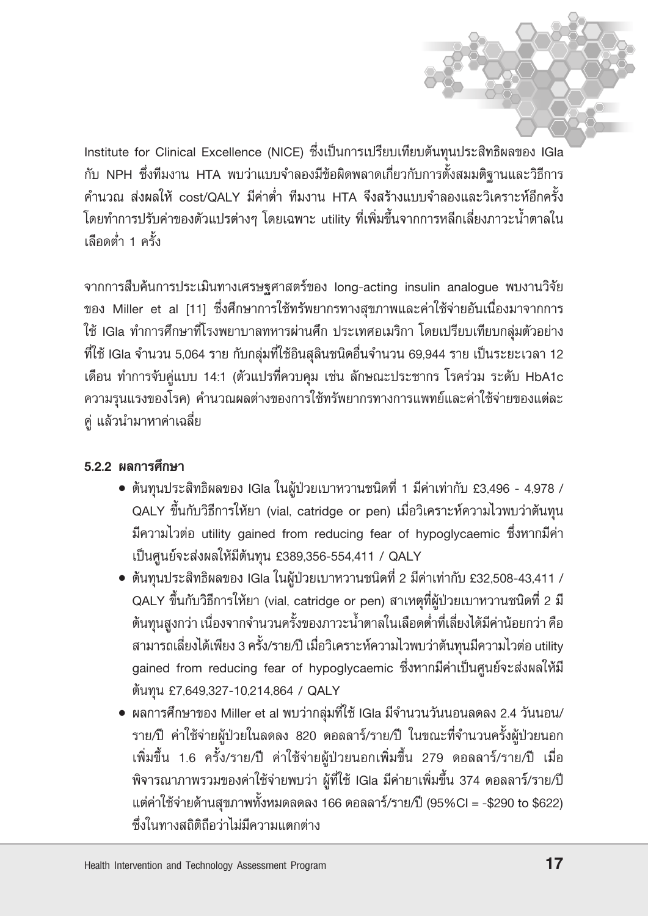Institute for Clinical Excellence (NICE) ซึ่งเป็นการเปรียบเทียบต้นทุนประสิทธิผลของ IGla กับ NPH ซึ่งทีมงาน HTA พบว่าแบบจำลองมีข้อผิดพลาดเกี่ยวกับการตั้งสมมติฐานและวิธีการคำนวณ ส่งผลให้ cost/QALY มีค่าต่ำ ทีมงาน HTA จึงสร้างแบบจำลองและวิเคราะห์อีกครั้ง โดยทำการปรับค่าของตัวแปรต่างๆ โดยเฉพาะ utility ที่เพิ่มขึ้นจากการหลีกเลี่ยงภาวะน้ำตาลในเลือดต่ำ 1 ครั้ง

จากการสืบค้นการประเมินทางเศรษฐศาสตร์ของ long-acting insulin analogue พบงานวิจัยของ Miller et al [11] ซึ่งศึกษาการใช้ทรัพยากรทางสุขภาพและค่าใช้จ่ายอันเนื่องมาจากการใช้ IGla ทำการศึกษาที่โรงพยาบาลทหารผ่านศึก ประเทศอเมริกา โดยเปรียบเทียบกลุ่มตัวอย่างที่ใช้ IGla จำนวน 5,064 ราย กับกลุ่มที่ใช้อินสุลินชนิดอื่นจำนวน 69,944 ราย เป็นระยะเวลา 12 เดือน ทำการจับคู่แบบ 14:1 (ตัวแปรที่ควบคุม เช่น ลักษณะประชากร โรคร่วม ระดับ HbA1c ความรุนแรงของโรค) คำนวณผลต่างของการใช้ทรัพยากรทางการแพทย์และค่าใช้จ่ายของแต่ละคู่ แล้วนำมาหาค่าเฉลี่ย

### 5.2.2 ผลการศึกษา

- ต้นทุนประสิทธิผลของ IGla ในผู้ป่วยเบาหวานชนิดที่ 1 มีค่าเท่ากับ £3,496 - 4,978 / QALY ขึ้นกับวิธีการให้ยา (vial, catridge or pen) เมื่อวิเคราะห์ความไวพบว่าต้นทุนมีความไวต่อ utility gained from reducing fear of hypoglycaemic ซึ่งหากมีค่าเป็นศูนย์จะส่งผลให้มีต้นทุน £389,356-554,411 / QALY
- ต้นทุนประสิทธิผลของ IGla ในผู้ป่วยเบาหวานชนิดที่ 2 มีค่าเท่ากับ £32,508-43,411 / QALY ขึ้นกับวิธีการให้ยา (vial, catridge or pen) สาเหตุที่ผู้ป่วยเบาหวานชนิดที่ 2 มีต้นทุนสูงกว่า เนื่องจากจำนวนครั้งของภาวะน้ำตาลในเลือดต่ำที่เลี่ยงได้มีค่าน้อยกว่า คือ สามารถเลี่ยงได้เพียง 3 ครั้ง/ราย/ปี เมื่อวิเคราะห์ความไวพบว่าต้นทุนมีความไวต่อ utility gained from reducing fear of hypoglycaemic ซึ่งหากมีค่าเป็นศูนย์จะส่งผลให้มีต้นทุน £7,649,327-10,214,864 / QALY
- ผลการศึกษาของ Miller et al พบว่ากลุ่มที่ใช้ IGla มีจำนวนวันนอนลดลง 2.4 วันนอน/ราย/ปี ค่าใช้จ่ายผู้ป่วยในลดลง 820 ดอลลาร์/ราย/ปี ในขณะที่จำนวนครั้งผู้ป่วยนอกเพิ่มขึ้น 1.6 ครั้ง/ราย/ปี ค่าใช้จ่ายผู้ป่วยนอกเพิ่มขึ้น 279 ดอลลาร์/ราย/ปี เมื่อพิจารณาภาพรวมของค่าใช้จ่ายพบว่า ผู้ที่ใช้ IGla มีค่ายาเพิ่มขึ้น 374 ดอลลาร์/ราย/ปี แต่ค่าใช้จ่ายด้านสุขภาพทั้งหมดลดลง 166 ดอลลาร์/ราย/ปี (95%CI = -$290 to $622) ซึ่งในทางสถิติถือว่าไม่มีความแตกต่าง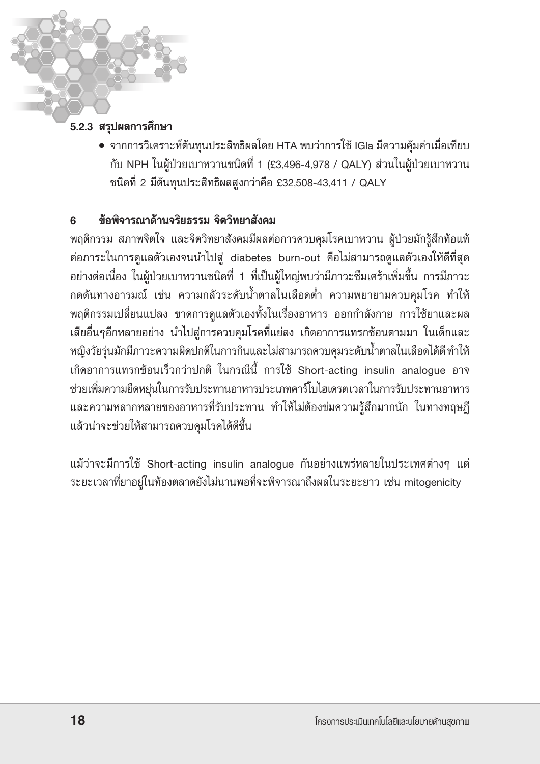### 5.2.3 สรุปผลการศึกษา

- จากการวิเคราะห์ต้นทุนประสิทธิผลโดย HTA พบว่าการใช้ IGla มีความคุ้มค่าเมื่อเทียบกับ NPH ในผู้ป่วยเบาหวานชนิดที่ 1 (£3,496-4,978 / QALY) ส่วนในผู้ป่วยเบาหวานชนิดที่ 2 มีต้นทุนประสิทธิผลสูงกว่าคือ £32,508-43,411 / QALY

## 6 ข้อพิจารณาด้านจริยธรรม จิตวิทยาสังคม

พฤติกรรม สภาพจิตใจ และจิตวิทยาสังคมมีผลต่อการควบคุมโรคเบาหวาน ผู้ป่วยมักรู้สึกท้อแท้ต่อภาระในการดูแลตัวเองจนนำไปสู่ diabetes burn-out คือไม่สามารถดูแลตัวเองให้ดีที่สุดอย่างต่อเนื่อง ในผู้ป่วยเบาหวานชนิดที่ 1 ที่เป็นผู้ใหญ่พบว่ามีภาวะซึมเศร้าเพิ่มขึ้น การมีภาวะกดดันทางอารมณ์ เช่น ความกลัวระดับน้ำตาลในเลือดต่ำ ความพยายามควบคุมโรค ทำให้พฤติกรรมเปลี่ยนแปลง ขาดการดูแลตัวเองทั้งในเรื่องอาหาร ออกกำลังกาย การใช้ยาและผลเสียอื่นๆอีกหลายอย่าง นำไปสู่การควบคุมโรคที่แย่ลง เกิดอาการแทรกซ้อนตามมา ในเด็กและหญิงวัยรุ่นมักมีภาวะความผิดปกติในการกินและไม่สามารถควบคุมระดับน้ำตาลในเลือดได้ดีทำให้เกิดอาการแทรกซ้อนเร็วกว่าปกติ ในกรณีนี้ การใช้ Short-acting insulin analogue อาจช่วยเพิ่มความยืดหยุ่นในการรับประทานอาหารประเภทคาร์โบไฮเดรตเวลาในการรับประทานอาหารและความหลากหลายของอาหารที่รับประทาน ทำให้ไม่ต้องข่มความรู้สึกมากนัก ในทางทฤษฎีแล้วน่าจะช่วยให้สามารถควบคุมโรคได้ดีขึ้น

แม้ว่าจะมีการใช้ Short-acting insulin analogue กันอย่างแพร่หลายในประเทศต่างๆ แต่ระยะเวลาที่ยาอยู่ในท้องตลาดยังไม่นานพอที่จะพิจารณาถึงผลในระยะยาว เช่น mitogenicity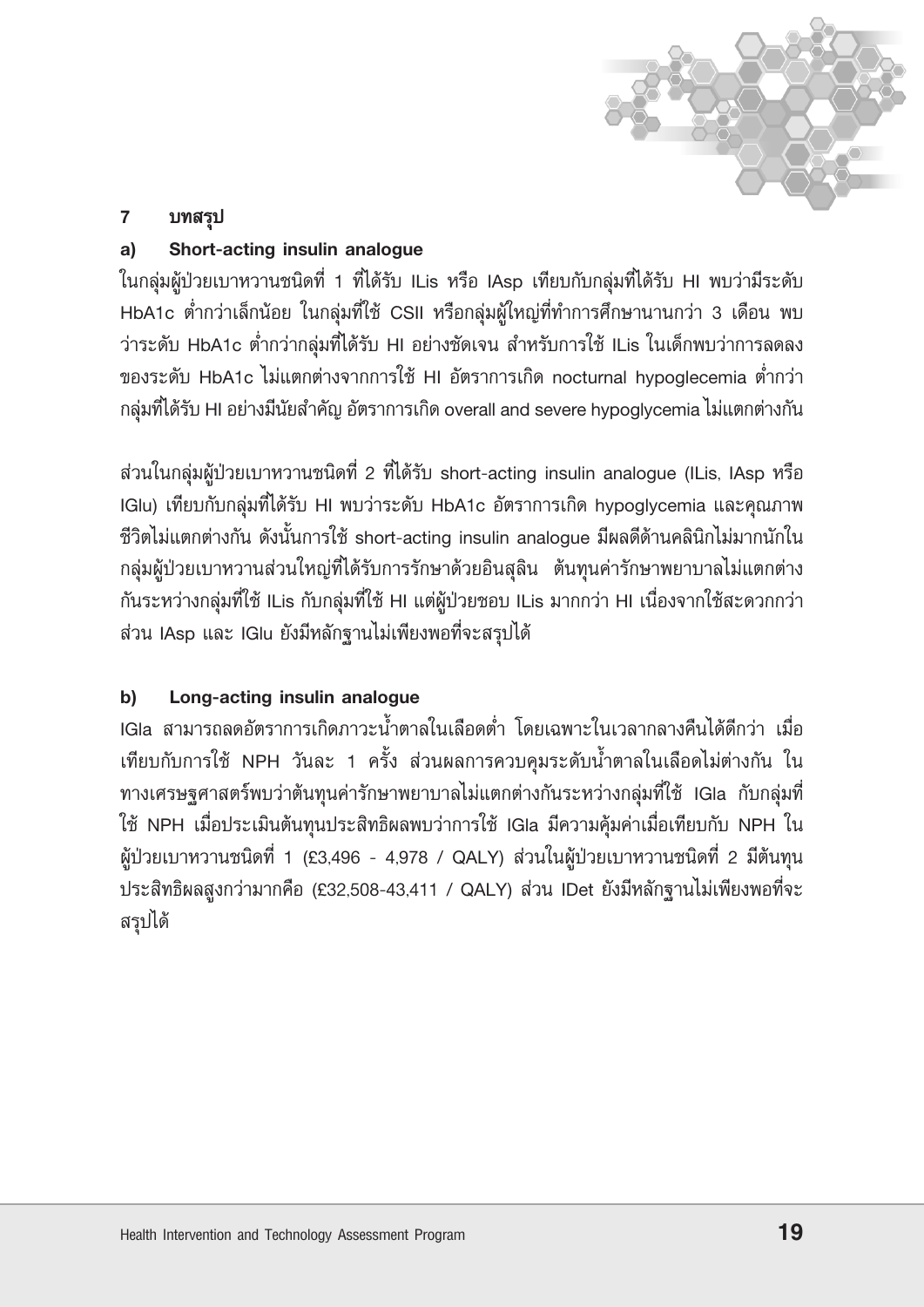## 7 บทสรุป

### a) Short-acting insulin analogue

ในกลุ่มผู้ป่วยเบาหวานชนิดที่ 1 ที่ได้รับ ILis หรือ IAsp เทียบกับกลุ่มที่ได้รับ HI พบว่ามีระดับ HbA1c ต่ำกว่าเล็กน้อย ในกลุ่มที่ใช้ CSII หรือกลุ่มผู้ใหญ่ที่ทำการศึกษานานกว่า 3 เดือน พบว่าระดับ HbA1c ต่ำกว่ากลุ่มที่ได้รับ HI อย่างชัดเจน สำหรับการใช้ ILis ในเด็กพบว่าการลดลงของระดับ HbA1c ไม่แตกต่างจากการใช้ HI อัตราการเกิด nocturnal hypoglecemia ต่ำกว่ากลุ่มที่ได้รับ HI อย่างมีนัยสำคัญ อัตราการเกิด overall and severe hypoglycemia ไม่แตกต่างกัน

ส่วนในกลุ่มผู้ป่วยเบาหวานชนิดที่ 2 ที่ได้รับ short-acting insulin analogue (ILis, IAsp หรือ IGlu) เทียบกับกลุ่มที่ได้รับ HI พบว่าระดับ HbA1c อัตราการเกิด hypoglycemia และคุณภาพชีวิตไม่แตกต่างกัน ดังนั้นการใช้ short-acting insulin analogue มีผลดีด้านคลินิกไม่มากนักในกลุ่มผู้ป่วยเบาหวานส่วนใหญ่ที่ได้รับการรักษาด้วยอินสุลิน ต้นทุนค่ารักษาพยาบาลไม่แตกต่างกันระหว่างกลุ่มที่ใช้ ILis กับกลุ่มที่ใช้ HI แต่ผู้ป่วยชอบ ILis มากกว่า HI เนื่องจากใช้สะดวกกว่า ส่วน IAsp และ IGlu ยังมีหลักฐานไม่เพียงพอที่จะสรุปได้

### b) Long-acting insulin analogue

IGla สามารถลดอัตราการเกิดภาวะน้ำตาลในเลือดต่ำ โดยเฉพาะในเวลากลางคืนได้ดีกว่า เมื่อเทียบกับการใช้ NPH วันละ 1 ครั้ง ส่วนผลการควบคุมระดับน้ำตาลในเลือดไม่ต่างกัน ในทางเศรษฐศาสตร์พบว่าต้นทุนค่ารักษาพยาบาลไม่แตกต่างกันระหว่างกลุ่มที่ใช้ IGla กับกลุ่มที่ใช้ NPH เมื่อประเมินต้นทุนประสิทธิผลพบว่าการใช้ IGla มีความคุ้มค่าเมื่อเทียบกับ NPH ในผู้ป่วยเบาหวานชนิดที่ 1 (£3,496 - 4,978 / QALY) ส่วนในผู้ป่วยเบาหวานชนิดที่ 2 มีต้นทุนประสิทธิผลสูงกว่ามากคือ (£32,508-43,411 / QALY) ส่วน IDet ยังมีหลักฐานไม่เพียงพอที่จะสรุปได้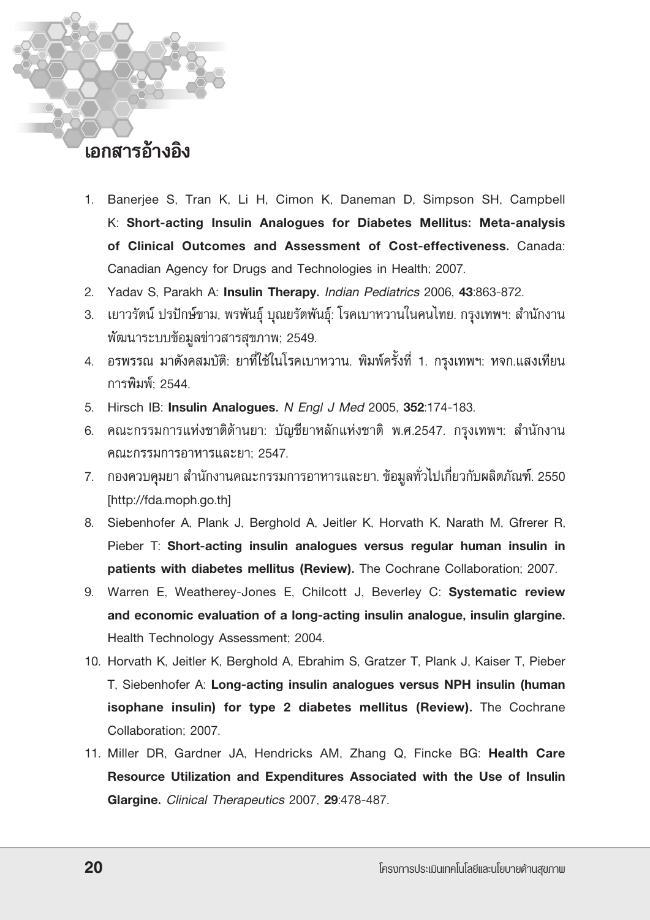# เอกสารอ้างอิง

1. Banerjee S, Tran K, Li H, Cimon K, Daneman D, Simpson SH, Campbell K: **Short-acting Insulin Analogues for Diabetes Mellitus: Meta-analysis of Clinical Outcomes and Assessment of Cost-effectiveness.** Canada: Canadian Agency for Drugs and Technologies in Health; 2007.
2. Yadav S, Parakh A: **Insulin Therapy.** *Indian Pediatrics* 2006, **43**:863-872.
3. เยาวรัตน์ ปรปักษ์ขาม, พรพันธุ์ บุณยรัตพันธุ์: โรคเบาหวานในคนไทย. กรุงเทพฯ: สำนักงานพัฒนาระบบข้อมูลข่าวสารสุขภาพ; 2549.
4. อรพรรณ มาตังคสมบัติ: ยาที่ใช้ในโรคเบาหวาน. พิมพ์ครั้งที่ 1. กรุงเทพฯ: หจก.แสงเทียนการพิมพ์; 2544.
5. Hirsch IB: **Insulin Analogues.** *N Engl J Med* 2005, **352**:174-183.
6. คณะกรรมการแห่งชาติด้านยา: บัญชียาหลักแห่งชาติ พ.ศ.2547. กรุงเทพฯ: สำนักงานคณะกรรมการอาหารและยา; 2547.
7. กองควบคุมยา สำนักงานคณะกรรมการอาหารและยา. ข้อมูลทั่วไปเกี่ยวกับผลิตภัณฑ์. 2550 [http://fda.moph.go.th]
8. Siebenhofer A, Plank J, Berghold A, Jeitler K, Horvath K, Narath M, Gfrerer R, Pieber T: **Short-acting insulin analogues versus regular human insulin in patients with diabetes mellitus (Review).** The Cochrane Collaboration; 2007.
9. Warren E, Weatherey-Jones E, Chilcott J, Beverley C: **Systematic review and economic evaluation of a long-acting insulin analogue, insulin glargine.** Health Technology Assessment; 2004.
10. Horvath K, Jeitler K, Berghold A, Ebrahim S, Gratzer T, Plank J, Kaiser T, Pieber T, Siebenhofer A: **Long-acting insulin analogues versus NPH insulin (human isophane insulin) for type 2 diabetes mellitus (Review).** The Cochrane Collaboration; 2007.
11. Miller DR, Gardner JA, Hendricks AM, Zhang Q, Fincke BG: **Health Care Resource Utilization and Expenditures Associated with the Use of Insulin Glargine.** *Clinical Therapeutics* 2007, **29**:478-487.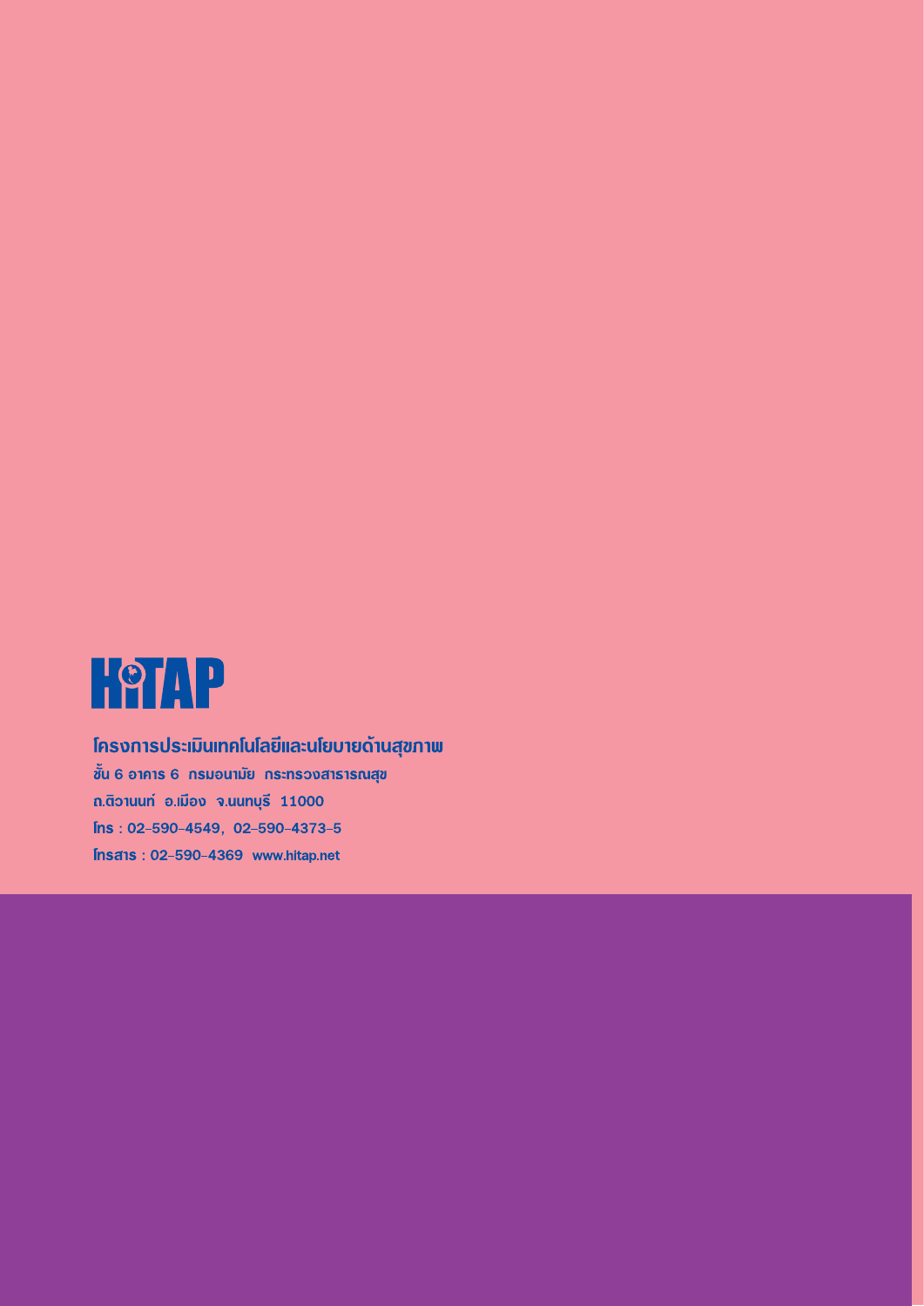HITAP

**โครงการประเมินเทคโนโลยีและนโยบายด้านสุขภาพ**

ชั้น 6 อาคาร 6 กรมอนามัย กระทรวงสาธารณสุข

ถ.ติวานนท์ อ.เมือง จ.นนทบุรี 11000

โทร : 02-590-4549, 02-590-4373-5

โทรสาร : 02-590-4369 www.hitap.net